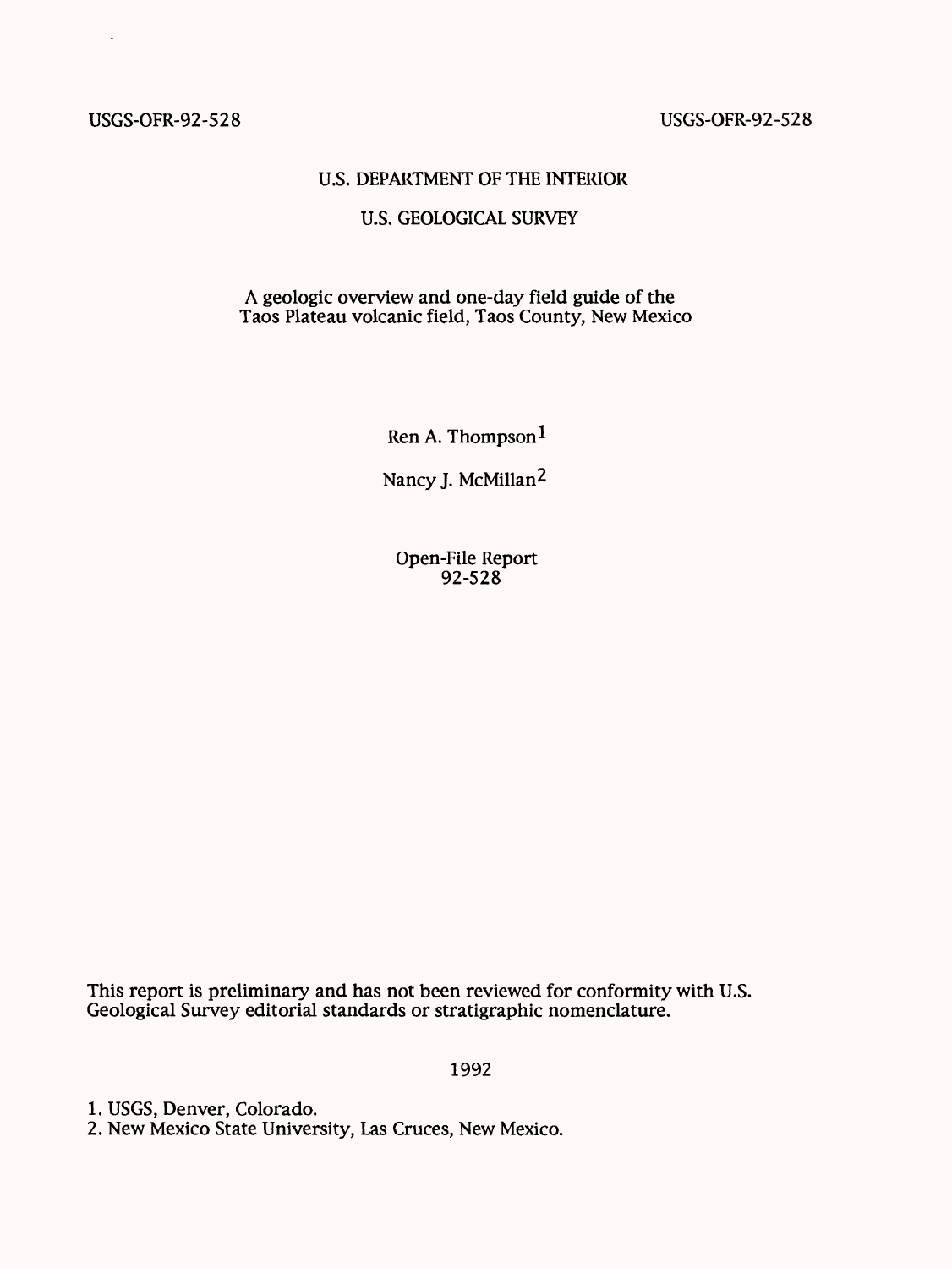USGS-OFR-92-528 USGS-OFR-92-528

U.S. DEPARTMENT OF THE INTERIOR

U.S. GEOLOGICAL SURVEY

# A geologic overview and one-day field guide of the Taos Plateau volcanic field, Taos County, New Mexico

Ren A. Thompson[1]

Nancy J. McMillan[2]

Open-File Report
92-528

This report is preliminary and has not been reviewed for conformity with U.S. Geological Survey editorial standards or stratigraphic nomenclature.

1992

1. USGS, Denver, Colorado.
2. New Mexico State University, Las Cruces, New Mexico.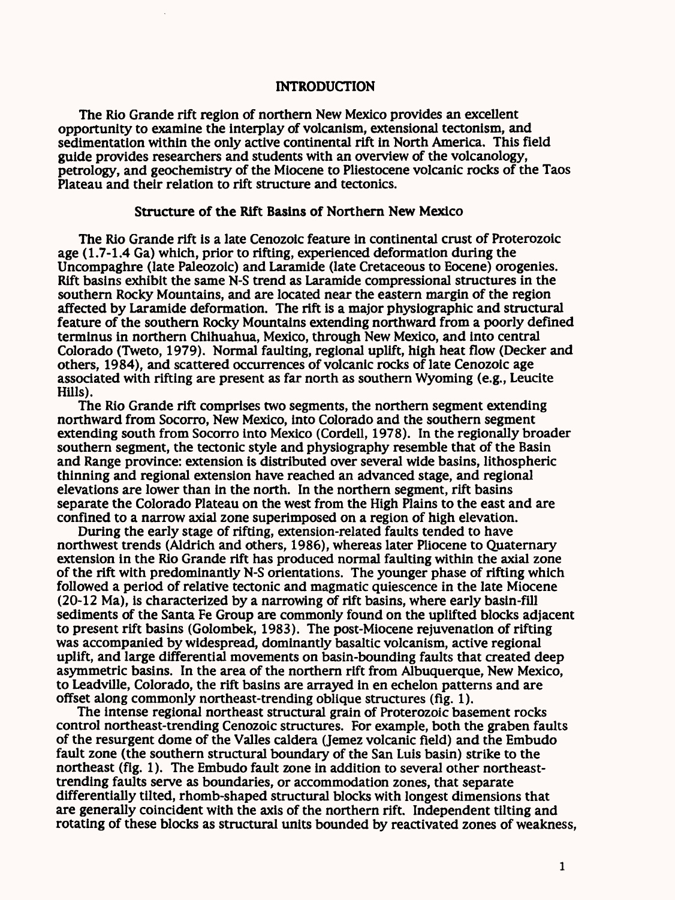# INTRODUCTION

The Rio Grande rift region of northern New Mexico provides an excellent opportunity to examine the interplay of volcanism, extensional tectonism, and sedimentation within the only active continental rift in North America. This field guide provides researchers and students with an overview of the volcanology, petrology, and geochemistry of the Miocene to Pliestocene volcanic rocks of the Taos Plateau and their relation to rift structure and tectonics.

## Structure of the Rift Basins of Northern New Mexico

The Rio Grande rift is a late Cenozoic feature in continental crust of Proterozoic age (1.7-1.4 Ga) which, prior to rifting, experienced deformation during the Uncompaghre (late Paleozoic) and Laramide (late Cretaceous to Eocene) orogenies. Rift basins exhibit the same N-S trend as Laramide compressional structures in the southern Rocky Mountains, and are located near the eastern margin of the region affected by Laramide deformation. The rift is a major physiographic and structural feature of the southern Rocky Mountains extending northward from a poorly defined terminus in northern Chihuahua, Mexico, through New Mexico, and into central Colorado (Tweto, 1979). Normal faulting, regional uplift, high heat flow (Decker and others, 1984), and scattered occurrences of volcanic rocks of late Cenozoic age associated with rifting are present as far north as southern Wyoming (e.g., Leucite Hills).

The Rio Grande rift comprises two segments, the northern segment extending northward from Socorro, New Mexico, into Colorado and the southern segment extending south from Socorro into Mexico (Cordell, 1978). In the regionally broader southern segment, the tectonic style and physiography resemble that of the Basin and Range province: extension is distributed over several wide basins, lithospheric thinning and regional extension have reached an advanced stage, and regional elevations are lower than in the north. In the northern segment, rift basins separate the Colorado Plateau on the west from the High Plains to the east and are confined to a narrow axial zone superimposed on a region of high elevation.

During the early stage of rifting, extension-related faults tended to have northwest trends (Aldrich and others, 1986), whereas later Pliocene to Quaternary extension in the Rio Grande rift has produced normal faulting within the axial zone of the rift with predominantly N-S orientations. The younger phase of rifting which followed a period of relative tectonic and magmatic quiescence in the late Miocene (20-12 Ma), is characterized by a narrowing of rift basins, where early basin-fill sediments of the Santa Fe Group are commonly found on the uplifted blocks adjacent to present rift basins (Golombek, 1983). The post-Miocene rejuvenation of rifting was accompanied by widespread, dominantly basaltic volcanism, active regional uplift, and large differential movements on basin-bounding faults that created deep asymmetric basins. In the area of the northern rift from Albuquerque, New Mexico, to Leadville, Colorado, the rift basins are arrayed in en echelon patterns and are offset along commonly northeast-trending oblique structures (fig. 1).

The intense regional northeast structural grain of Proterozoic basement rocks control northeast-trending Cenozoic structures. For example, both the graben faults of the resurgent dome of the Valles caldera (Jemez volcanic field) and the Embudo fault zone (the southern structural boundary of the San Luis basin) strike to the northeast (fig. 1). The Embudo fault zone in addition to several other northeast-trending faults serve as boundaries, or accommodation zones, that separate differentially tilted, rhomb-shaped structural blocks with longest dimensions that are generally coincident with the axis of the northern rift. Independent tilting and rotating of these blocks as structural units bounded by reactivated zones of weakness,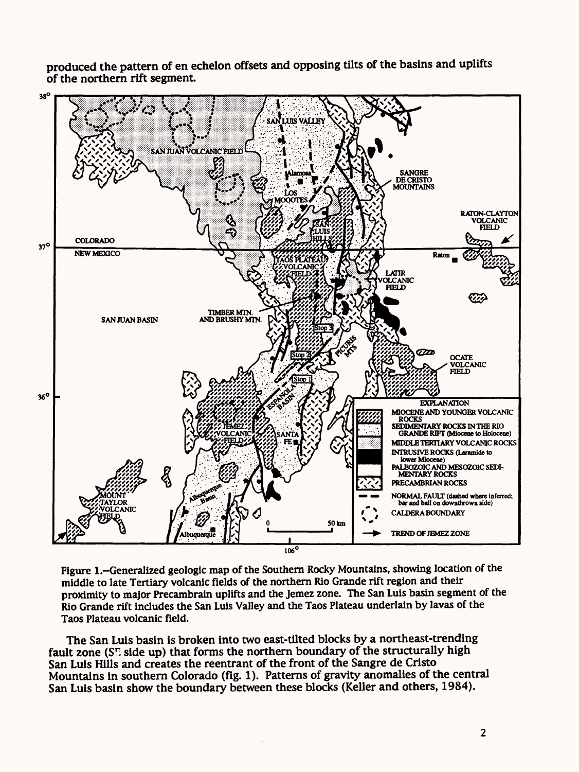produced the pattern of en echelon offsets and opposing tilts of the basins and uplifts of the northern rift segment.

Figure 1.–Generalized geologic map of the Southern Rocky Mountains, showing location of the middle to late Tertiary volcanic fields of the northern Rio Grande rift region and their proximity to major Precambrain uplifts and the Jemez zone. The San Luis basin segment of the Rio Grande rift includes the San Luis Valley and the Taos Plateau underlain by lavas of the Taos Plateau volcanic field.

The San Luis basin is broken into two east-tilted blocks by a northeast-trending fault zone (SE side up) that forms the northern boundary of the structurally high San Luis Hills and creates the reentrant of the front of the Sangre de Cristo Mountains in southern Colorado (fig. 1). Patterns of gravity anomalies of the central San Luis basin show the boundary between these blocks (Keller and others, 1984).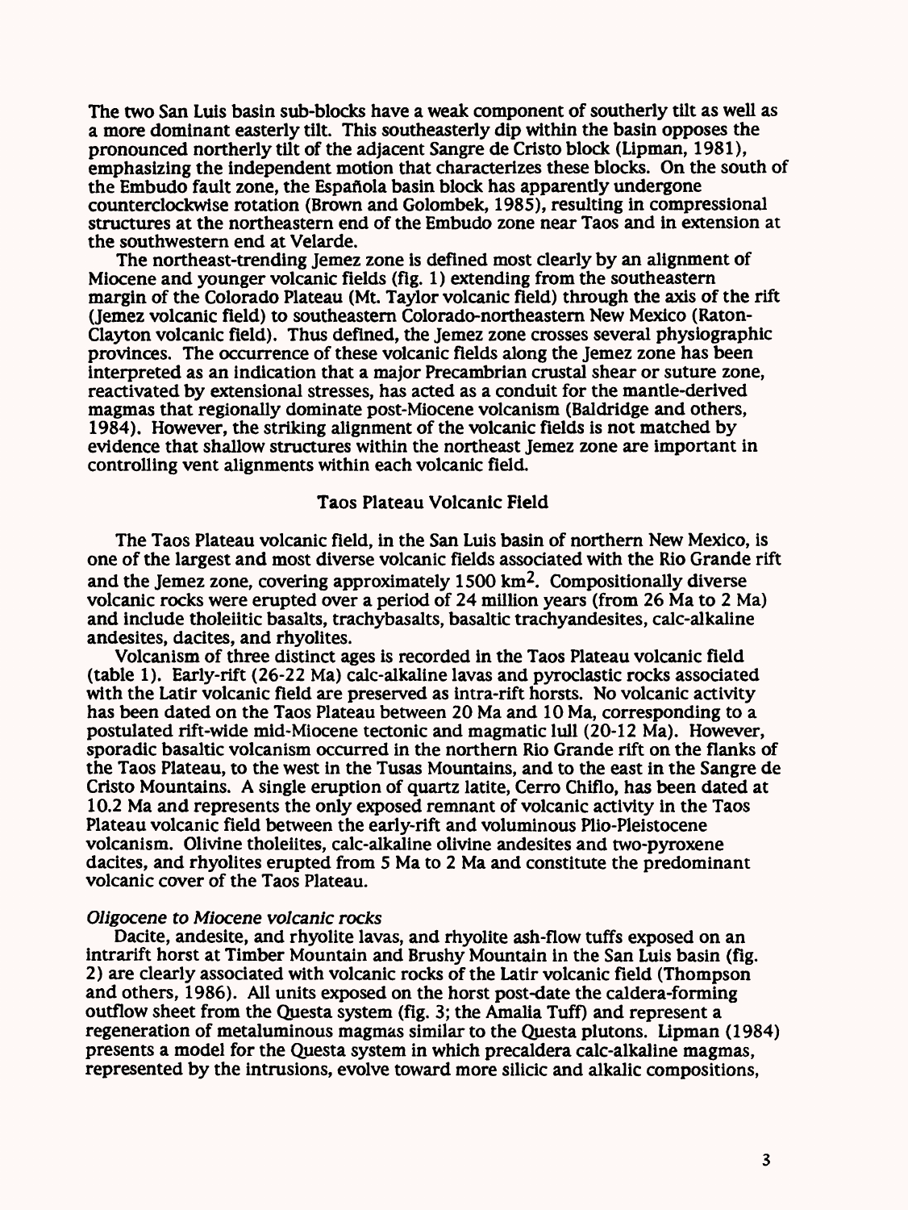The two San Luis basin sub-blocks have a weak component of southerly tilt as well as a more dominant easterly tilt. This southeasterly dip within the basin opposes the pronounced northerly tilt of the adjacent Sangre de Cristo block (Lipman, 1981), emphasizing the independent motion that characterizes these blocks. On the south of the Embudo fault zone, the Española basin block has apparently undergone counterclockwise rotation (Brown and Golombek, 1985), resulting in compressional structures at the northeastern end of the Embudo zone near Taos and in extension at the southwestern end at Velarde.

The northeast-trending Jemez zone is defined most clearly by an alignment of Miocene and younger volcanic fields (fig. 1) extending from the southeastern margin of the Colorado Plateau (Mt. Taylor volcanic field) through the axis of the rift (Jemez volcanic field) to southeastern Colorado-northeastern New Mexico (Raton-Clayton volcanic field). Thus defined, the Jemez zone crosses several physiographic provinces. The occurrence of these volcanic fields along the Jemez zone has been interpreted as an indication that a major Precambrian crustal shear or suture zone, reactivated by extensional stresses, has acted as a conduit for the mantle-derived magmas that regionally dominate post-Miocene volcanism (Baldridge and others, 1984). However, the striking alignment of the volcanic fields is not matched by evidence that shallow structures within the northeast Jemez zone are important in controlling vent alignments within each volcanic field.

## Taos Plateau Volcanic Field

The Taos Plateau volcanic field, in the San Luis basin of northern New Mexico, is one of the largest and most diverse volcanic fields associated with the Rio Grande rift and the Jemez zone, covering approximately 1500 $km^2$. Compositionally diverse volcanic rocks were erupted over a period of 24 million years (from 26 Ma to 2 Ma) and include tholeiitic basalts, trachybasalts, basaltic trachyandesites, calc-alkaline andesites, dacites, and rhyolites.

Volcanism of three distinct ages is recorded in the Taos Plateau volcanic field (table 1). Early-rift (26-22 Ma) calc-alkaline lavas and pyroclastic rocks associated with the Latir volcanic field are preserved as intra-rift horsts. No volcanic activity has been dated on the Taos Plateau between 20 Ma and 10 Ma, corresponding to a postulated rift-wide mid-Miocene tectonic and magmatic lull (20-12 Ma). However, sporadic basaltic volcanism occurred in the northern Rio Grande rift on the flanks of the Taos Plateau, to the west in the Tusas Mountains, and to the east in the Sangre de Cristo Mountains. A single eruption of quartz latite, Cerro Chiflo, has been dated at 10.2 Ma and represents the only exposed remnant of volcanic activity in the Taos Plateau volcanic field between the early-rift and voluminous Plio-Pleistocene volcanism. Olivine tholeiites, calc-alkaline olivine andesites and two-pyroxene dacites, and rhyolites erupted from 5 Ma to 2 Ma and constitute the predominant volcanic cover of the Taos Plateau.

### *Oligocene to Miocene volcanic rocks*

Dacite, andesite, and rhyolite lavas, and rhyolite ash-flow tuffs exposed on an intrarift horst at Timber Mountain and Brushy Mountain in the San Luis basin (fig. 2) are clearly associated with volcanic rocks of the Latir volcanic field (Thompson and others, 1986). All units exposed on the horst post-date the caldera-forming outflow sheet from the Questa system (fig. 3; the Amalia Tuff) and represent a regeneration of metaluminous magmas similar to the Questa plutons. Lipman (1984) presents a model for the Questa system in which precaldera calc-alkaline magmas, represented by the intrusions, evolve toward more silicic and alkalic compositions,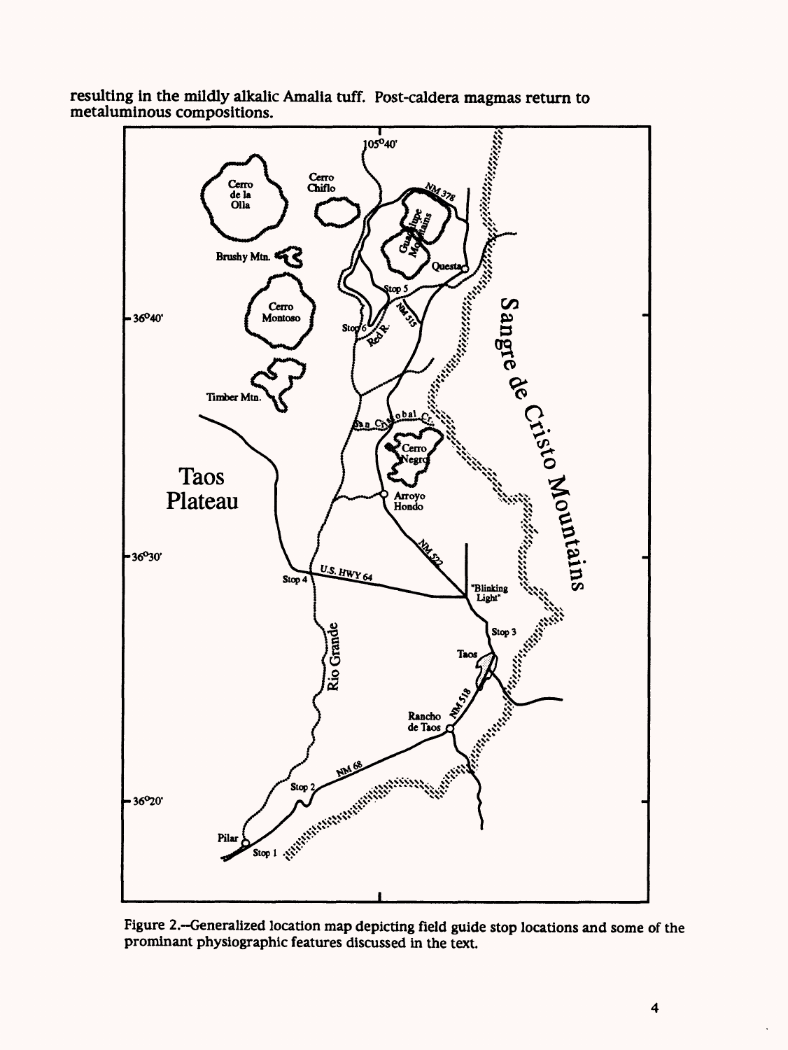resulting in the mildly alkalic Amalia tuff. Post-caldera magmas return to metaluminous compositions.

Figure 2.--Generalized location map depicting field guide stop locations and some of the prominant physiographic features discussed in the text.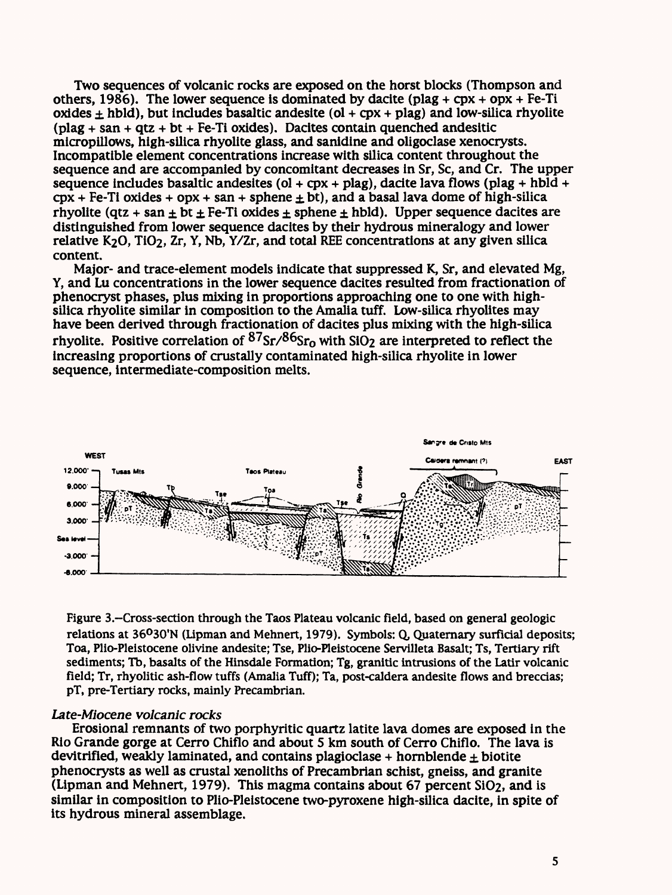Two sequences of volcanic rocks are exposed on the horst blocks (Thompson and others, 1986). The lower sequence is dominated by dacite (plag + cpx + opx + Fe-Ti oxides ± hbld), but includes basaltic andesite (ol + cpx + plag) and low-silica rhyolite (plag + san + qtz + bt + Fe-Ti oxides). Dacites contain quenched andesitic micropillows, high-silica rhyolite glass, and sanidine and oligoclase xenocrysts. Incompatible element concentrations increase with silica content throughout the sequence and are accompanied by concomitant decreases in Sr, Sc, and Cr. The upper sequence includes basaltic andesites (ol + cpx + plag), dacite lava flows (plag + hbld + cpx + Fe-Ti oxides + opx + san + sphene ± bt), and a basal lava dome of high-silica rhyolite (qtz + san ± bt ± Fe-Ti oxides ± sphene ± hbld). Upper sequence dacites are distinguished from lower sequence dacites by their hydrous mineralogy and lower relative $K_2O$, $TiO_2$, Zr, Y, Nb, Y/Zr, and total REE concentrations at any given silica content.

Major- and trace-element models indicate that suppressed K, Sr, and elevated Mg, Y, and Lu concentrations in the lower sequence dacites resulted from fractionation of phenocryst phases, plus mixing in proportions approaching one to one with high-silica rhyolite similar in composition to the Amalia tuff. Low-silica rhyolites may have been derived through fractionation of dacites plus mixing with the high-silica rhyolite. Positive correlation of $^{87}Sr/^{86}Sr_0$ with $SiO_2$ are interpreted to reflect the increasing proportions of crustally contaminated high-silica rhyolite in lower sequence, intermediate-composition melts.

Figure 3.—Cross-section through the Taos Plateau volcanic field, based on general geologic relations at 36°30'N (Lipman and Mehnert, 1979). Symbols: Q, Quaternary surficial deposits; Toa, Plio-Pleistocene olivine andesite; Tse, Plio-Pleistocene Servilleta Basalt; Ts, Tertiary rift sediments; Tb, basalts of the Hinsdale Formation; Tg, granitic intrusions of the Latir volcanic field; Tr, rhyolitic ash-flow tuffs (Amalia Tuff); Ta, post-caldera andesite flows and breccias; pT, pre-Tertiary rocks, mainly Precambrian.

### *Late-Miocene volcanic rocks*

Erosional remnants of two porphyritic quartz latite lava domes are exposed in the Rio Grande gorge at Cerro Chiflo and about 5 km south of Cerro Chiflo. The lava is devitrified, weakly laminated, and contains plagioclase + hornblende ± biotite phenocrysts as well as crustal xenoliths of Precambrian schist, gneiss, and granite (Lipman and Mehnert, 1979). This magma contains about 67 percent $SiO_2$, and is similar in composition to Plio-Pleistocene two-pyroxene high-silica dacite, in spite of its hydrous mineral assemblage.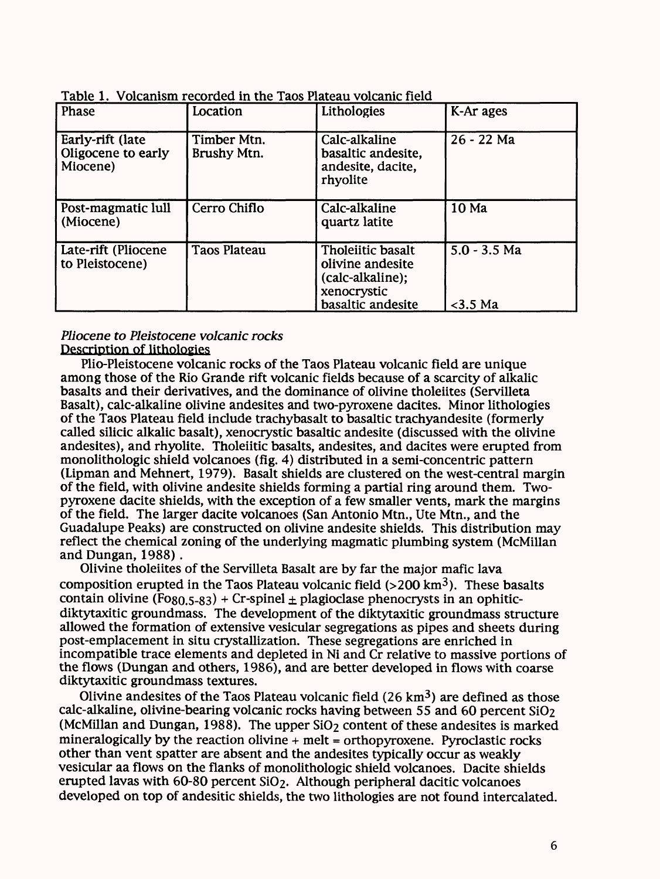Table 1. Volcanism recorded in the Taos Plateau volcanic field

| Phase | Location | Lithologies | K-Ar ages |
|---|---|---|---|
| Early-rift (late Oligocene to early Miocene) | Timber Mtn. Brushy Mtn. | Calc-alkaline basaltic andesite, andesite, dacite, rhyolite | 26 - 22 Ma |
| Post-magmatic lull (Miocene) | Cerro Chiflo | Calc-alkaline quartz latite | 10 Ma |
| Late-rift (Pliocene to Pleistocene) | Taos Plateau | Tholeiitic basalt olivine andesite (calc-alkaline); xenocrystic basaltic andesite | 5.0 - 3.5 Ma <br> <3.5 Ma |

*Pliocene to Pleistocene volcanic rocks*

Description of lithologies

Plio-Pleistocene volcanic rocks of the Taos Plateau volcanic field are unique among those of the Rio Grande rift volcanic fields because of a scarcity of alkalic basalts and their derivatives, and the dominance of olivine tholeiites (Servilleta Basalt), calc-alkaline olivine andesites and two-pyroxene dacites. Minor lithologies of the Taos Plateau field include trachybasalt to basaltic trachyandesite (formerly called silicic alkalic basalt), xenocrystic basaltic andesite (discussed with the olivine andesites), and rhyolite. Tholeiitic basalts, andesites, and dacites were erupted from monolithologic shield volcanoes (fig. 4) distributed in a semi-concentric pattern (Lipman and Mehnert, 1979). Basalt shields are clustered on the west-central margin of the field, with olivine andesite shields forming a partial ring around them. Two-pyroxene dacite shields, with the exception of a few smaller vents, mark the margins of the field. The larger dacite volcanoes (San Antonio Mtn., Ute Mtn., and the Guadalupe Peaks) are constructed on olivine andesite shields. This distribution may reflect the chemical zoning of the underlying magmatic plumbing system (McMillan and Dungan, 1988).

Olivine tholeiites of the Servilleta Basalt are by far the major mafic lava composition erupted in the Taos Plateau volcanic field (>200 $km^3$). These basalts contain olivine ($Fo_{80.5-83}$) + Cr-spinel ± plagioclase phenocrysts in an ophitic-diktytaxitic groundmass. The development of the diktytaxitic groundmass structure allowed the formation of extensive vesicular segregations as pipes and sheets during post-emplacement in situ crystallization. These segregations are enriched in incompatible trace elements and depleted in Ni and Cr relative to massive portions of the flows (Dungan and others, 1986), and are better developed in flows with coarse diktytaxitic groundmass textures.

Olivine andesites of the Taos Plateau volcanic field (26 $km^3$) are defined as those calc-alkaline, olivine-bearing volcanic rocks having between 55 and 60 percent $SiO_2$ (McMillan and Dungan, 1988). The upper $SiO_2$ content of these andesites is marked mineralogically by the reaction olivine + melt = orthopyroxene. Pyroclastic rocks other than vent spatter are absent and the andesites typically occur as weakly vesicular aa flows on the flanks of monolithologic shield volcanoes. Dacite shields erupted lavas with 60-80 percent $SiO_2$. Although peripheral dacitic volcanoes developed on top of andesitic shields, the two lithologies are not found intercalated.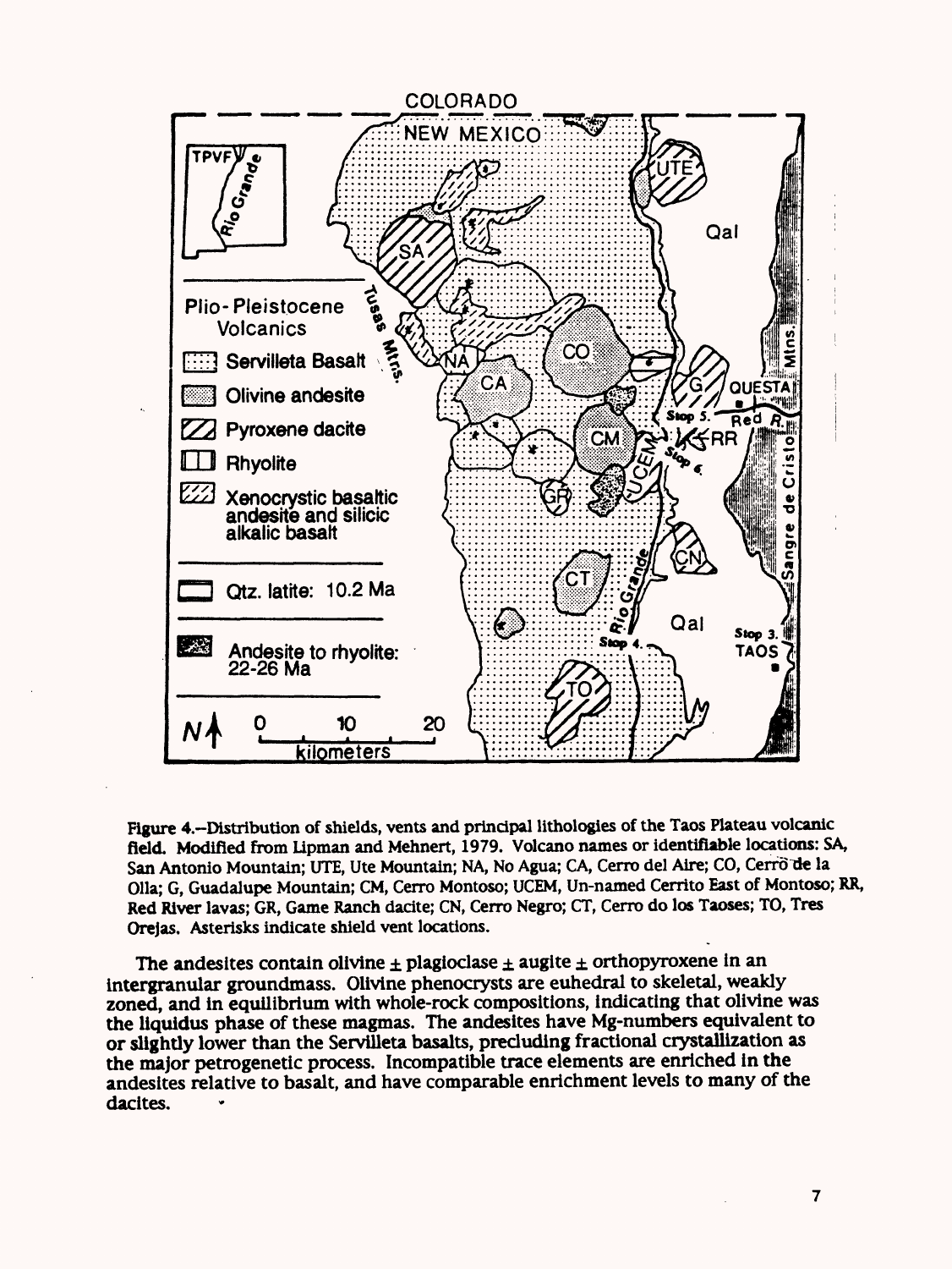Figure 4.–Distribution of shields, vents and principal lithologies of the Taos Plateau volcanic field. Modified from Lipman and Mehnert, 1979. Volcano names or identifiable locations: SA, San Antonio Mountain; UTE, Ute Mountain; NA, No Agua; CA, Cerro del Aire; CO, Cerro de la Olla; G, Guadalupe Mountain; CM, Cerro Montoso; UCEM, Un-named Cerrito East of Montoso; RR, Red River lavas; GR, Game Ranch dacite; CN, Cerro Negro; CT, Cerro do los Taoses; TO, Tres Orejas. Asterisks indicate shield vent locations.

The andesites contain olivine ± plagioclase ± augite ± orthopyroxene in an intergranular groundmass. Olivine phenocrysts are euhedral to skeletal, weakly zoned, and in equilibrium with whole-rock compositions, indicating that olivine was the liquidus phase of these magmas. The andesites have Mg-numbers equivalent to or slightly lower than the Servilleta basalts, precluding fractional crystallization as the major petrogenetic process. Incompatible trace elements are enriched in the andesites relative to basalt, and have comparable enrichment levels to many of the dacites.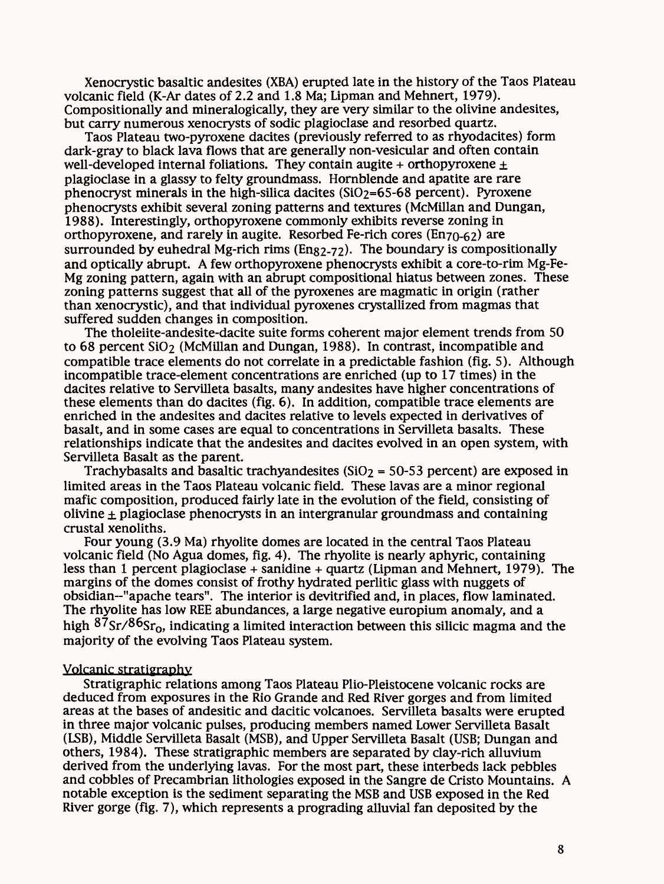Xenocrystic basaltic andesites (XBA) erupted late in the history of the Taos Plateau volcanic field (K-Ar dates of 2.2 and 1.8 Ma; Lipman and Mehnert, 1979). Compositionally and mineralogically, they are very similar to the olivine andesites, but carry numerous xenocrysts of sodic plagioclase and resorbed quartz.

Taos Plateau two-pyroxene dacites (previously referred to as rhyodacites) form dark-gray to black lava flows that are generally non-vesicular and often contain well-developed internal foliations. They contain augite + orthopyroxene ± plagioclase in a glassy to felty groundmass. Hornblende and apatite are rare phenocryst minerals in the high-silica dacites ($SiO_2$=65-68 percent). Pyroxene phenocrysts exhibit several zoning patterns and textures (McMillan and Dungan, 1988). Interestingly, orthopyroxene commonly exhibits reverse zoning in orthopyroxene, and rarely in augite. Resorbed Fe-rich cores ($En_{70-62}$) are surrounded by euhedral Mg-rich rims ($En_{82-72}$). The boundary is compositionally and optically abrupt. A few orthopyroxene phenocrysts exhibit a core-to-rim Mg-Fe-Mg zoning pattern, again with an abrupt compositional hiatus between zones. These zoning patterns suggest that all of the pyroxenes are magmatic in origin (rather than xenocrystic), and that individual pyroxenes crystallized from magmas that suffered sudden changes in composition.

The tholeiite-andesite-dacite suite forms coherent major element trends from 50 to 68 percent $SiO_2$ (McMillan and Dungan, 1988). In contrast, incompatible and compatible trace elements do not correlate in a predictable fashion (fig. 5). Although incompatible trace-element concentrations are enriched (up to 17 times) in the dacites relative to Servilleta basalts, many andesites have higher concentrations of these elements than do dacites (fig. 6). In addition, compatible trace elements are enriched in the andesites and dacites relative to levels expected in derivatives of basalt, and in some cases are equal to concentrations in Servilleta basalts. These relationships indicate that the andesites and dacites evolved in an open system, with Servilleta Basalt as the parent.

Trachybasalts and basaltic trachyandesites ($SiO_2$ = 50-53 percent) are exposed in limited areas in the Taos Plateau volcanic field. These lavas are a minor regional mafic composition, produced fairly late in the evolution of the field, consisting of olivine ± plagioclase phenocrysts in an intergranular groundmass and containing crustal xenoliths.

Four young (3.9 Ma) rhyolite domes are located in the central Taos Plateau volcanic field (No Agua domes, fig. 4). The rhyolite is nearly aphyric, containing less than 1 percent plagioclase + sanidine + quartz (Lipman and Mehnert, 1979). The margins of the domes consist of frothy hydrated perlitic glass with nuggets of obsidian--"apache tears". The interior is devitrified and, in places, flow laminated. The rhyolite has low REE abundances, a large negative europium anomaly, and a high $^{87}Sr/^{86}Sr_o$, indicating a limited interaction between this silicic magma and the majority of the evolving Taos Plateau system.

## Volcanic stratigraphy

Stratigraphic relations among Taos Plateau Plio-Pleistocene volcanic rocks are deduced from exposures in the Rio Grande and Red River gorges and from limited areas at the bases of andesitic and dacitic volcanoes. Servilleta basalts were erupted in three major volcanic pulses, producing members named Lower Servilleta Basalt (LSB), Middle Servilleta Basalt (MSB), and Upper Servilleta Basalt (USB; Dungan and others, 1984). These stratigraphic members are separated by clay-rich alluvium derived from the underlying lavas. For the most part, these interbeds lack pebbles and cobbles of Precambrian lithologies exposed in the Sangre de Cristo Mountains. A notable exception is the sediment separating the MSB and USB exposed in the Red River gorge (fig. 7), which represents a prograding alluvial fan deposited by the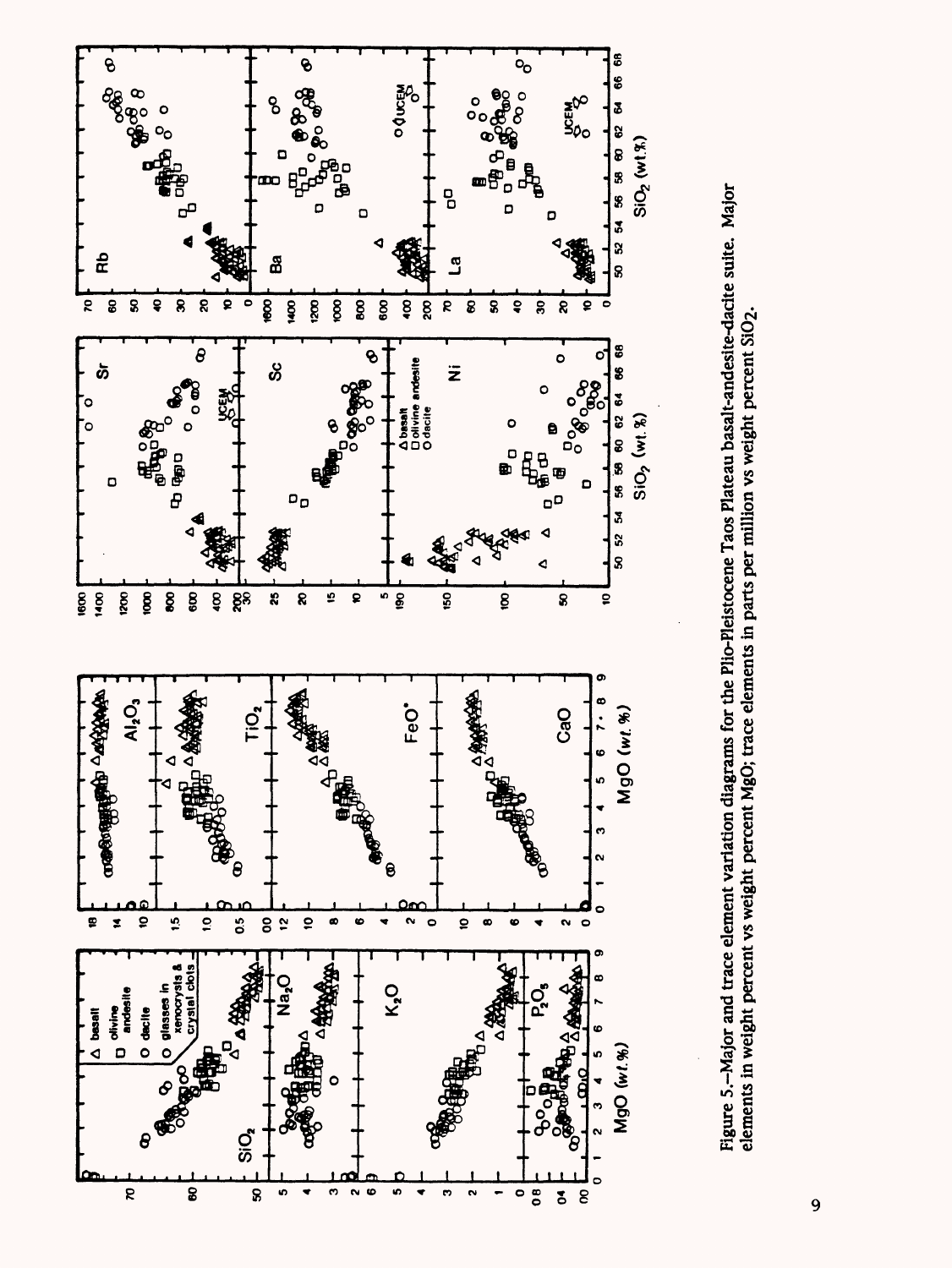Figure 5.–Major and trace element variation diagrams for the Plio-Pleistocene Taos Plateau basalt-andesite-dacite suite. Major elements in weight percent vs weight percent MgO; trace elements in parts per million vs weight percent $SiO_2$.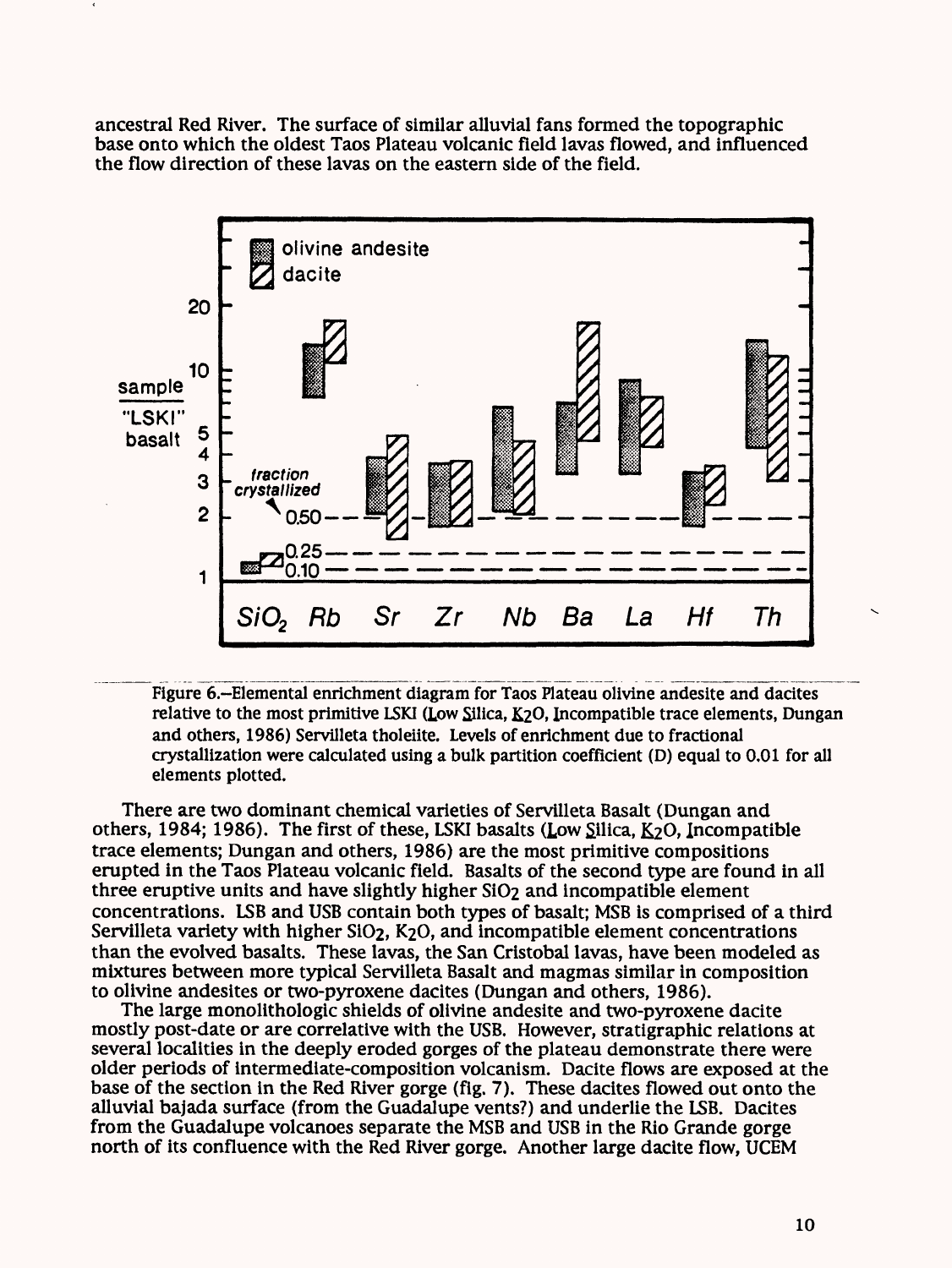ancestral Red River. The surface of similar alluvial fans formed the topographic base onto which the oldest Taos Plateau volcanic field lavas flowed, and influenced the flow direction of these lavas on the eastern side of the field.

Figure 6.—Elemental enrichment diagram for Taos Plateau olivine andesite and dacites relative to the most primitive LSKI (Low Silica, $K_2O$, Incompatible trace elements, Dungan and others, 1986) Servilleta tholeiite. Levels of enrichment due to fractional crystallization were calculated using a bulk partition coefficient (D) equal to 0.01 for all elements plotted.

There are two dominant chemical varieties of Servilleta Basalt (Dungan and others, 1984; 1986). The first of these, LSKI basalts (Low Silica, $K_2O$, Incompatible trace elements; Dungan and others, 1986) are the most primitive compositions erupted in the Taos Plateau volcanic field. Basalts of the second type are found in all three eruptive units and have slightly higher $SiO_2$ and incompatible element concentrations. LSB and USB contain both types of basalt; MSB is comprised of a third Servilleta variety with higher $SiO_2$, $K_2O$, and incompatible element concentrations than the evolved basalts. These lavas, the San Cristobal lavas, have been modeled as mixtures between more typical Servilleta Basalt and magmas similar in composition to olivine andesites or two-pyroxene dacites (Dungan and others, 1986).

The large monolithologic shields of olivine andesite and two-pyroxene dacite mostly post-date or are correlative with the USB. However, stratigraphic relations at several localities in the deeply eroded gorges of the plateau demonstrate there were older periods of intermediate-composition volcanism. Dacite flows are exposed at the base of the section in the Red River gorge (fig. 7). These dacites flowed out onto the alluvial bajada surface (from the Guadalupe vents?) and underlie the LSB. Dacites from the Guadalupe volcanoes separate the MSB and USB in the Rio Grande gorge north of its confluence with the Red River gorge. Another large dacite flow, UCEM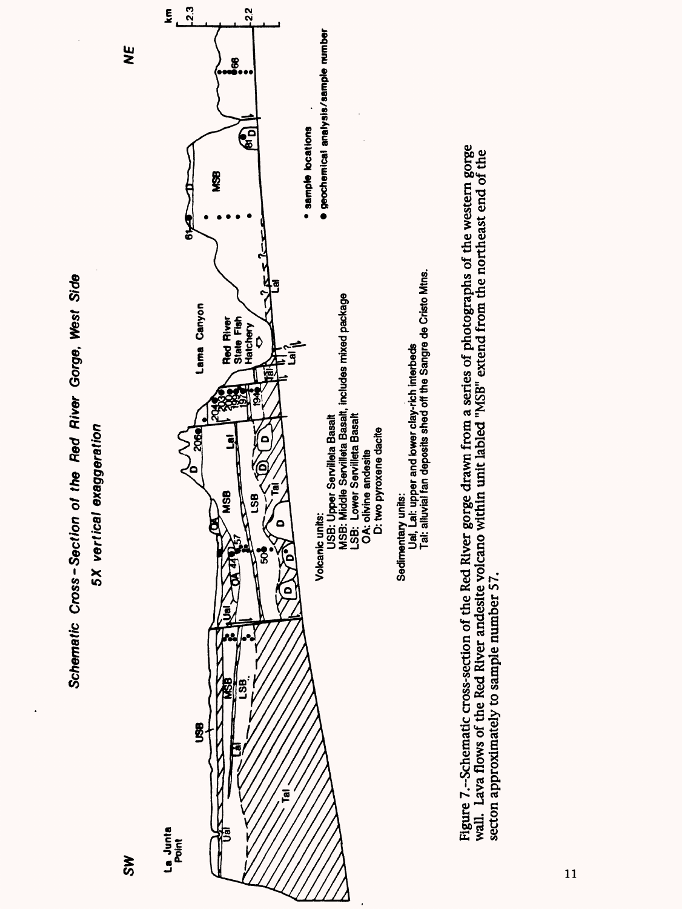Schematic Cross-Section of the Red River Gorge, West Side

5X vertical exaggeration

SW

NE

La Junta Point

Lama Canyon

Red River State Fish Hatchery

km

2.3

2.2

• sample locations

● geochemical analysis/sample number

Volcanic units:
USB: Upper Servilleta Basalt
MSB: Middle Servilleta Basalt, includes mixed package
LSB: Lower Servilleta Basalt
OA: olivine andesite
D: two pyroxene dacite

Sedimentary units:
Ual, Lal: upper and lower clay-rich interbeds
Tal: alluvial fan deposits shed off the Sangre de Cristo Mtns.

Figure 7.--Schematic cross-section of the Red River gorge drawn from a series of photographs of the western gorge wall. Lava flows of the Red River andesite volcano within unit labled "MSB" extend from the northeast end of the secton approximately to sample number 57.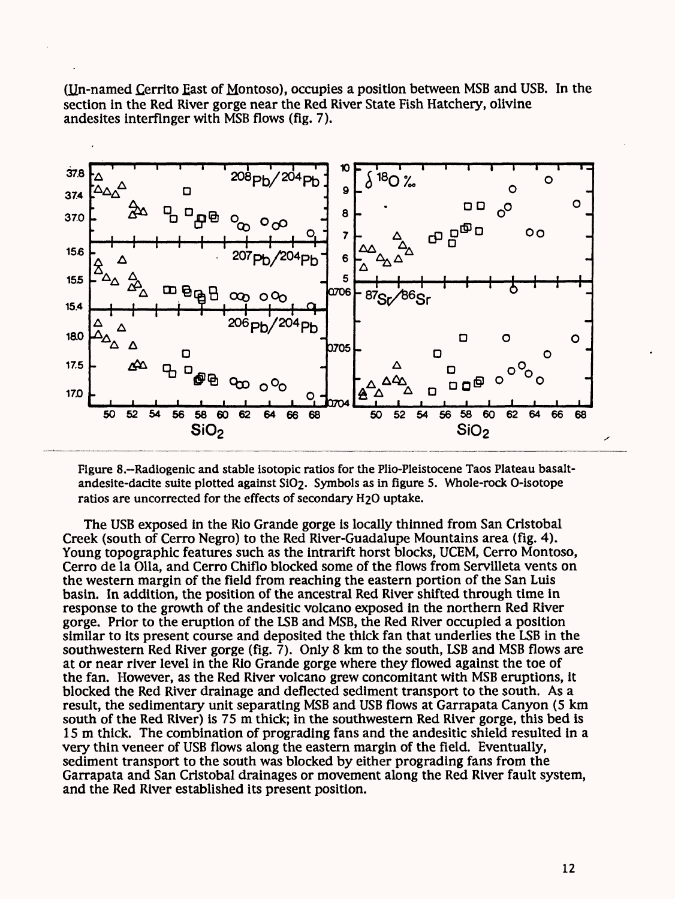(Un-named Cerrito East of Montoso), occupies a position between MSB and USB. In the section in the Red River gorge near the Red River State Fish Hatchery, olivine andesites interfinger with MSB flows (fig. 7).

Figure 8.--Radiogenic and stable isotopic ratios for the Plio-Pleistocene Taos Plateau basalt-andesite-dacite suite plotted against $SiO_2$. Symbols as in figure 5. Whole-rock O-isotope ratios are uncorrected for the effects of secondary $H_2O$ uptake.

The USB exposed in the Rio Grande gorge is locally thinned from San Cristobal Creek (south of Cerro Negro) to the Red River-Guadalupe Mountains area (fig. 4). Young topographic features such as the intrarift horst blocks, UCEM, Cerro Montoso, Cerro de la Olla, and Cerro Chiflo blocked some of the flows from Servilleta vents on the western margin of the field from reaching the eastern portion of the San Luis basin. In addition, the position of the ancestral Red River shifted through time in response to the growth of the andesitic volcano exposed in the northern Red River gorge. Prior to the eruption of the LSB and MSB, the Red River occupied a position similar to its present course and deposited the thick fan that underlies the LSB in the southwestern Red River gorge (fig. 7). Only 8 km to the south, LSB and MSB flows are at or near river level in the Rio Grande gorge where they flowed against the toe of the fan. However, as the Red River volcano grew concomitant with MSB eruptions, it blocked the Red River drainage and deflected sediment transport to the south. As a result, the sedimentary unit separating MSB and USB flows at Garrapata Canyon (5 km south of the Red River) is 75 m thick; in the southwestern Red River gorge, this bed is 15 m thick. The combination of prograding fans and the andesitic shield resulted in a very thin veneer of USB flows along the eastern margin of the field. Eventually, sediment transport to the south was blocked by either prograding fans from the Garrapata and San Cristobal drainages or movement along the Red River fault system, and the Red River established its present position.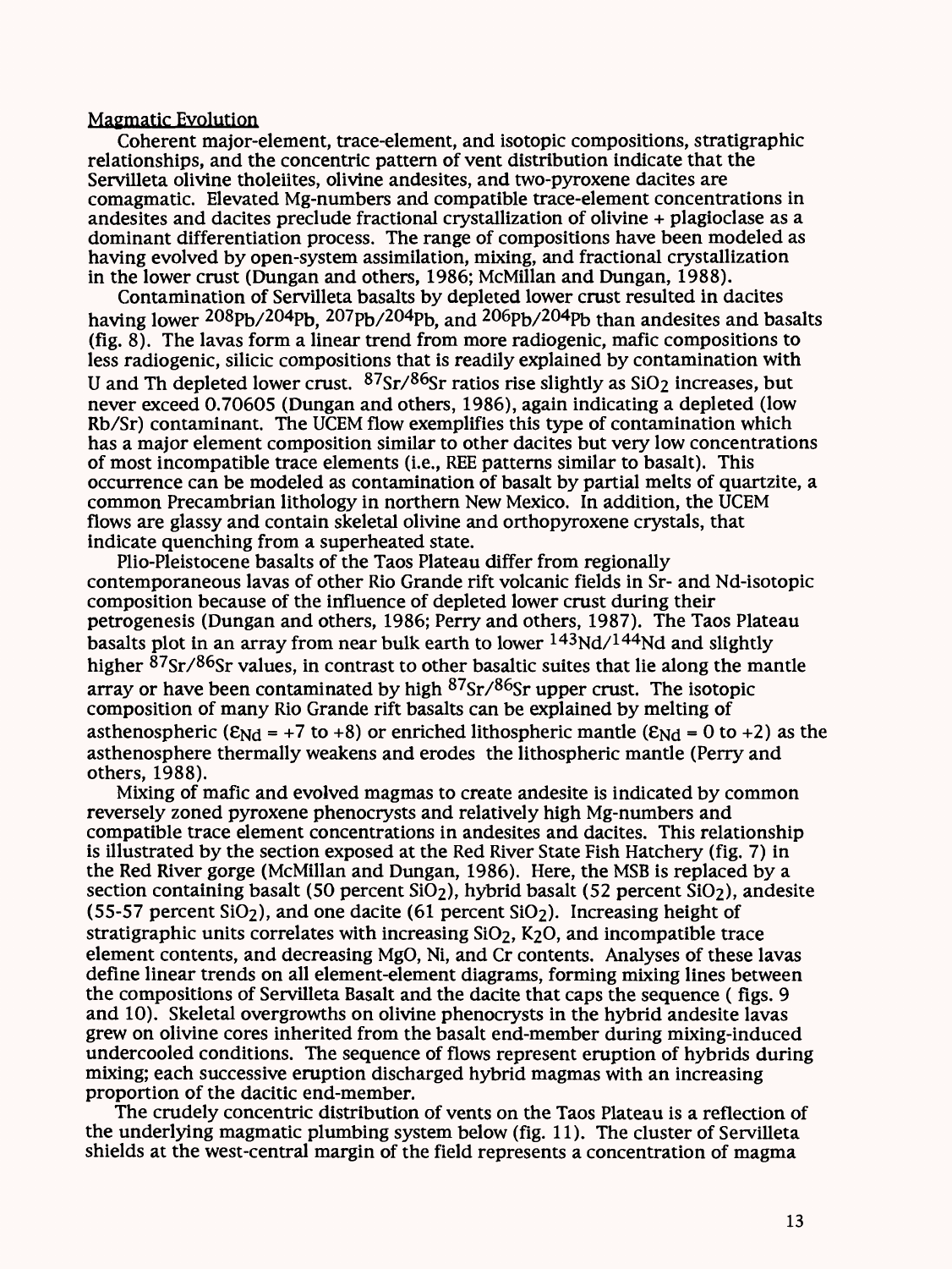## Magmatic Evolution

Coherent major-element, trace-element, and isotopic compositions, stratigraphic relationships, and the concentric pattern of vent distribution indicate that the Servilleta olivine tholeiites, olivine andesites, and two-pyroxene dacites are comagmatic. Elevated Mg-numbers and compatible trace-element concentrations in andesites and dacites preclude fractional crystallization of olivine + plagioclase as a dominant differentiation process. The range of compositions have been modeled as having evolved by open-system assimilation, mixing, and fractional crystallization in the lower crust (Dungan and others, 1986; McMillan and Dungan, 1988).

Contamination of Servilleta basalts by depleted lower crust resulted in dacites having lower $^{208}Pb/^{204}Pb$, $^{207}Pb/^{204}Pb$, and $^{206}Pb/^{204}Pb$ than andesites and basalts (fig. 8). The lavas form a linear trend from more radiogenic, mafic compositions to less radiogenic, silicic compositions that is readily explained by contamination with U and Th depleted lower crust. $^{87}Sr/^{86}Sr$ ratios rise slightly as $SiO_2$ increases, but never exceed 0.70605 (Dungan and others, 1986), again indicating a depleted (low Rb/Sr) contaminant. The UCEM flow exemplifies this type of contamination which has a major element composition similar to other dacites but very low concentrations of most incompatible trace elements (i.e., REE patterns similar to basalt). This occurrence can be modeled as contamination of basalt by partial melts of quartzite, a common Precambrian lithology in northern New Mexico. In addition, the UCEM flows are glassy and contain skeletal olivine and orthopyroxene crystals, that indicate quenching from a superheated state.

Plio-Pleistocene basalts of the Taos Plateau differ from regionally contemporaneous lavas of other Rio Grande rift volcanic fields in Sr- and Nd-isotopic composition because of the influence of depleted lower crust during their petrogenesis (Dungan and others, 1986; Perry and others, 1987). The Taos Plateau basalts plot in an array from near bulk earth to lower $^{143}Nd/^{144}Nd$ and slightly higher $^{87}Sr/^{86}Sr$ values, in contrast to other basaltic suites that lie along the mantle array or have been contaminated by high $^{87}Sr/^{86}Sr$ upper crust. The isotopic composition of many Rio Grande rift basalts can be explained by melting of asthenospheric ($\varepsilon_{Nd}$ = +7 to +8) or enriched lithospheric mantle ($\varepsilon_{Nd}$ = 0 to +2) as the asthenosphere thermally weakens and erodes the lithospheric mantle (Perry and others, 1988).

Mixing of mafic and evolved magmas to create andesite is indicated by common reversely zoned pyroxene phenocrysts and relatively high Mg-numbers and compatible trace element concentrations in andesites and dacites. This relationship is illustrated by the section exposed at the Red River State Fish Hatchery (fig. 7) in the Red River gorge (McMillan and Dungan, 1986). Here, the MSB is replaced by a section containing basalt (50 percent $SiO_2$), hybrid basalt (52 percent $SiO_2$), andesite (55-57 percent $SiO_2$), and one dacite (61 percent $SiO_2$). Increasing height of stratigraphic units correlates with increasing $SiO_2$, $K_2O$, and incompatible trace element contents, and decreasing MgO, Ni, and Cr contents. Analyses of these lavas define linear trends on all element-element diagrams, forming mixing lines between the compositions of Servilleta Basalt and the dacite that caps the sequence ( figs. 9 and 10). Skeletal overgrowths on olivine phenocrysts in the hybrid andesite lavas grew on olivine cores inherited from the basalt end-member during mixing-induced undercooled conditions. The sequence of flows represent eruption of hybrids during mixing; each successive eruption discharged hybrid magmas with an increasing proportion of the dacitic end-member.

The crudely concentric distribution of vents on the Taos Plateau is a reflection of the underlying magmatic plumbing system below (fig. 11). The cluster of Servilleta shields at the west-central margin of the field represents a concentration of magma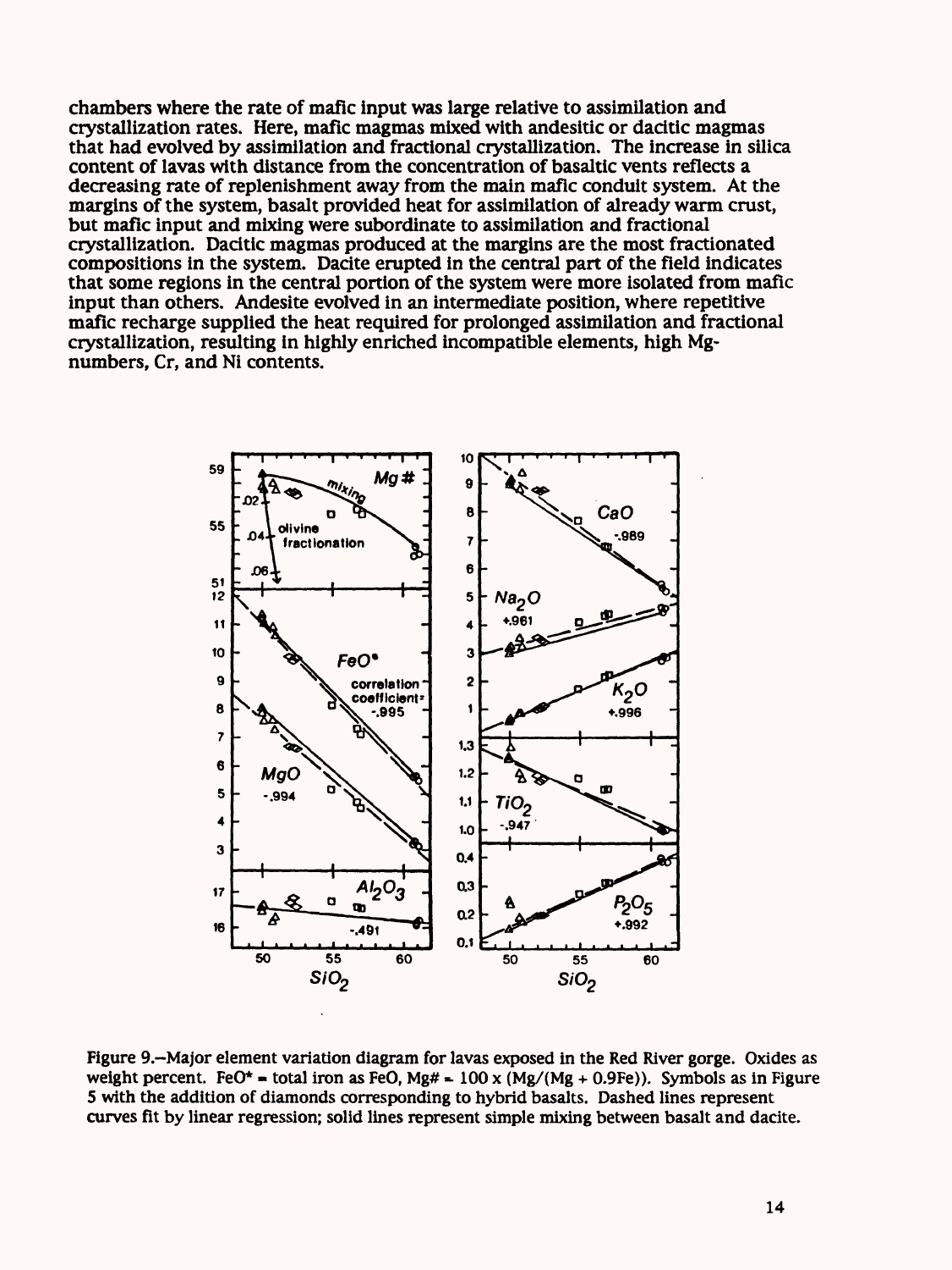chambers where the rate of mafic input was large relative to assimilation and crystallization rates. Here, mafic magmas mixed with andesitic or dacitic magmas that had evolved by assimilation and fractional crystallization. The increase in silica content of lavas with distance from the concentration of basaltic vents reflects a decreasing rate of replenishment away from the main mafic conduit system. At the margins of the system, basalt provided heat for assimilation of already warm crust, but mafic input and mixing were subordinate to assimilation and fractional crystallization. Dacitic magmas produced at the margins are the most fractionated compositions in the system. Dacite erupted in the central part of the field indicates that some regions in the central portion of the system were more isolated from mafic input than others. Andesite evolved in an intermediate position, where repetitive mafic recharge supplied the heat required for prolonged assimilation and fractional crystallization, resulting in highly enriched incompatible elements, high Mg-numbers, Cr, and Ni contents.

Figure 9.–Major element variation diagram for lavas exposed in the Red River gorge. Oxides as weight percent. FeO* = total iron as FeO, Mg# = 100 x (Mg/(Mg + 0.9Fe)). Symbols as in Figure 5 with the addition of diamonds corresponding to hybrid basalts. Dashed lines represent curves fit by linear regression; solid lines represent simple mixing between basalt and dacite.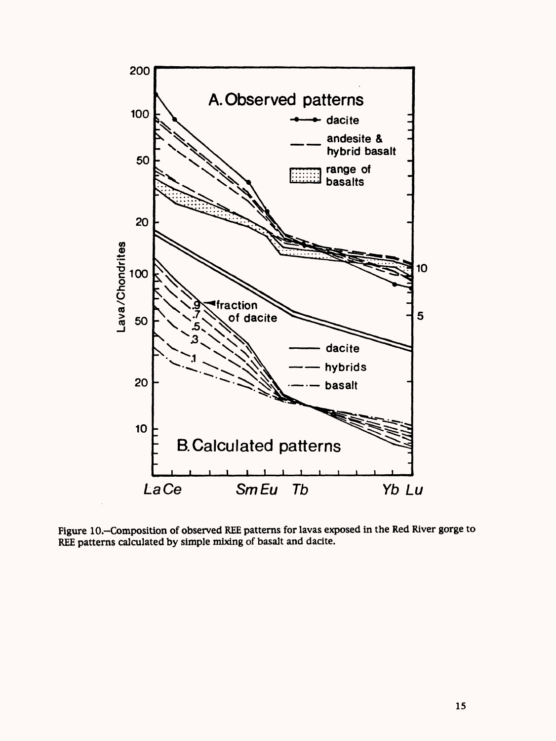Figure 10.–Composition of observed REE patterns for lavas exposed in the Red River gorge to REE patterns calculated by simple mixing of basalt and dacite.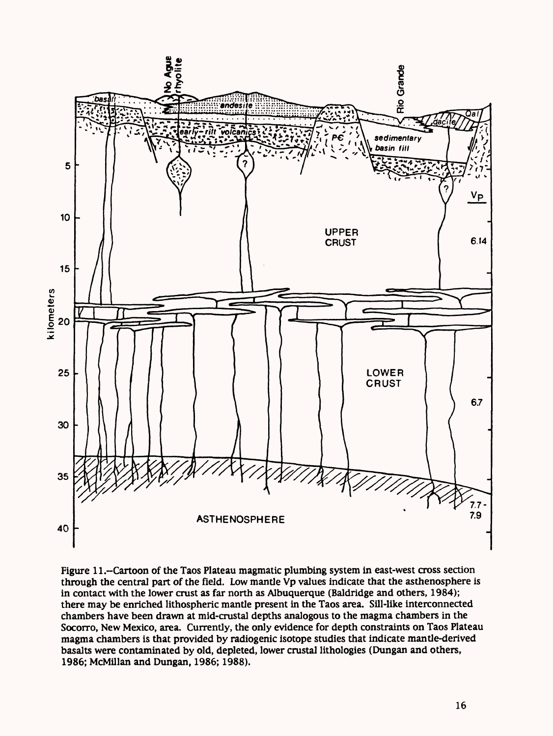Figure 11.—Cartoon of the Taos Plateau magmatic plumbing system in east-west cross section through the central part of the field. Low mantle Vp values indicate that the asthenosphere is in contact with the lower crust as far north as Albuquerque (Baldridge and others, 1984); there may be enriched lithospheric mantle present in the Taos area. Sill-like interconnected chambers have been drawn at mid-crustal depths analogous to the magma chambers in the Socorro, New Mexico, area. Currently, the only evidence for depth constraints on Taos Plateau magma chambers is that provided by radiogenic isotope studies that indicate mantle-derived basalts were contaminated by old, depleted, lower crustal lithologies (Dungan and others, 1986; McMillan and Dungan, 1986; 1988).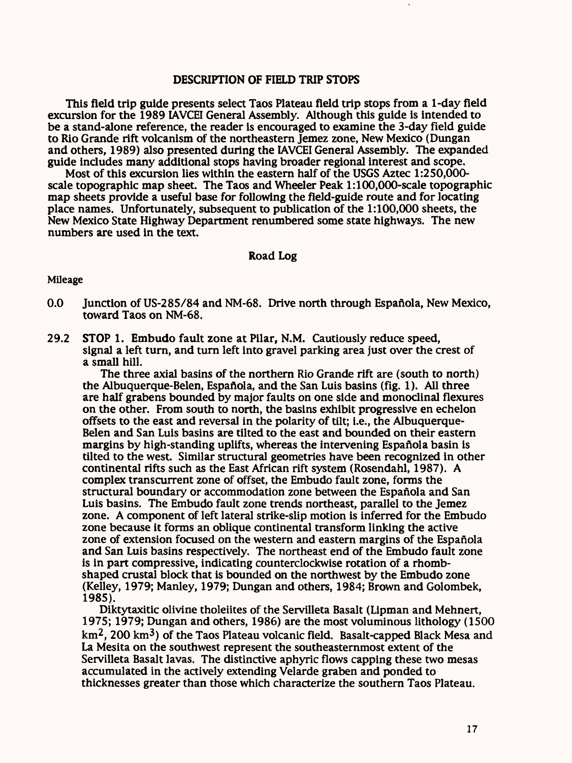## DESCRIPTION OF FIELD TRIP STOPS

This field trip guide presents select Taos Plateau field trip stops from a 1-day field excursion for the 1989 IAVCEI General Assembly. Although this guide is intended to be a stand-alone reference, the reader is encouraged to examine the 3-day field guide to Rio Grande rift volcanism of the northeastern Jemez zone, New Mexico (Dungan and others, 1989) also presented during the IAVCEI General Assembly. The expanded guide includes many additional stops having broader regional interest and scope.

Most of this excursion lies within the eastern half of the USGS Aztec 1:250,000-scale topographic map sheet. The Taos and Wheeler Peak 1:100,000-scale topographic map sheets provide a useful base for following the field-guide route and for locating place names. Unfortunately, subsequent to publication of the 1:100,000 sheets, the New Mexico State Highway Department renumbered some state highways. The new numbers are used in the text.

### Road Log

Mileage

0.0 Junction of US-285/84 and NM-68. Drive north through Española, New Mexico, toward Taos on NM-68.

29.2 **STOP 1. Embudo fault zone at Pilar, N.M.** Cautiously reduce speed, signal a left turn, and turn left into gravel parking area just over the crest of a small hill.

The three axial basins of the northern Rio Grande rift are (south to north) the Albuquerque-Belen, Española, and the San Luis basins (fig. 1). All three are half grabens bounded by major faults on one side and monoclinal flexures on the other. From south to north, the basins exhibit progressive en echelon offsets to the east and reversal in the polarity of tilt; i.e., the Albuquerque-Belen and San Luis basins are tilted to the east and bounded on their eastern margins by high-standing uplifts, whereas the intervening Española basin is tilted to the west. Similar structural geometries have been recognized in other continental rifts such as the East African rift system (Rosendahl, 1987). A complex transcurrent zone of offset, the Embudo fault zone, forms the structural boundary or accommodation zone between the Española and San Luis basins. The Embudo fault zone trends northeast, parallel to the Jemez zone. A component of left lateral strike-slip motion is inferred for the Embudo zone because it forms an oblique continental transform linking the active zone of extension focused on the western and eastern margins of the Española and San Luis basins respectively. The northeast end of the Embudo fault zone is in part compressive, indicating counterclockwise rotation of a rhomb-shaped crustal block that is bounded on the northwest by the Embudo zone (Kelley, 1979; Manley, 1979; Dungan and others, 1984; Brown and Golombek, 1985).

Diktytaxitic olivine tholeiites of the Servilleta Basalt (Lipman and Mehnert, 1975; 1979; Dungan and others, 1986) are the most voluminous lithology (1500 $km^2$, 200 $km^3$) of the Taos Plateau volcanic field. Basalt-capped Black Mesa and La Mesita on the southwest represent the southeasternmost extent of the Servilleta Basalt lavas. The distinctive aphyric flows capping these two mesas accumulated in the actively extending Velarde graben and ponded to thicknesses greater than those which characterize the southern Taos Plateau.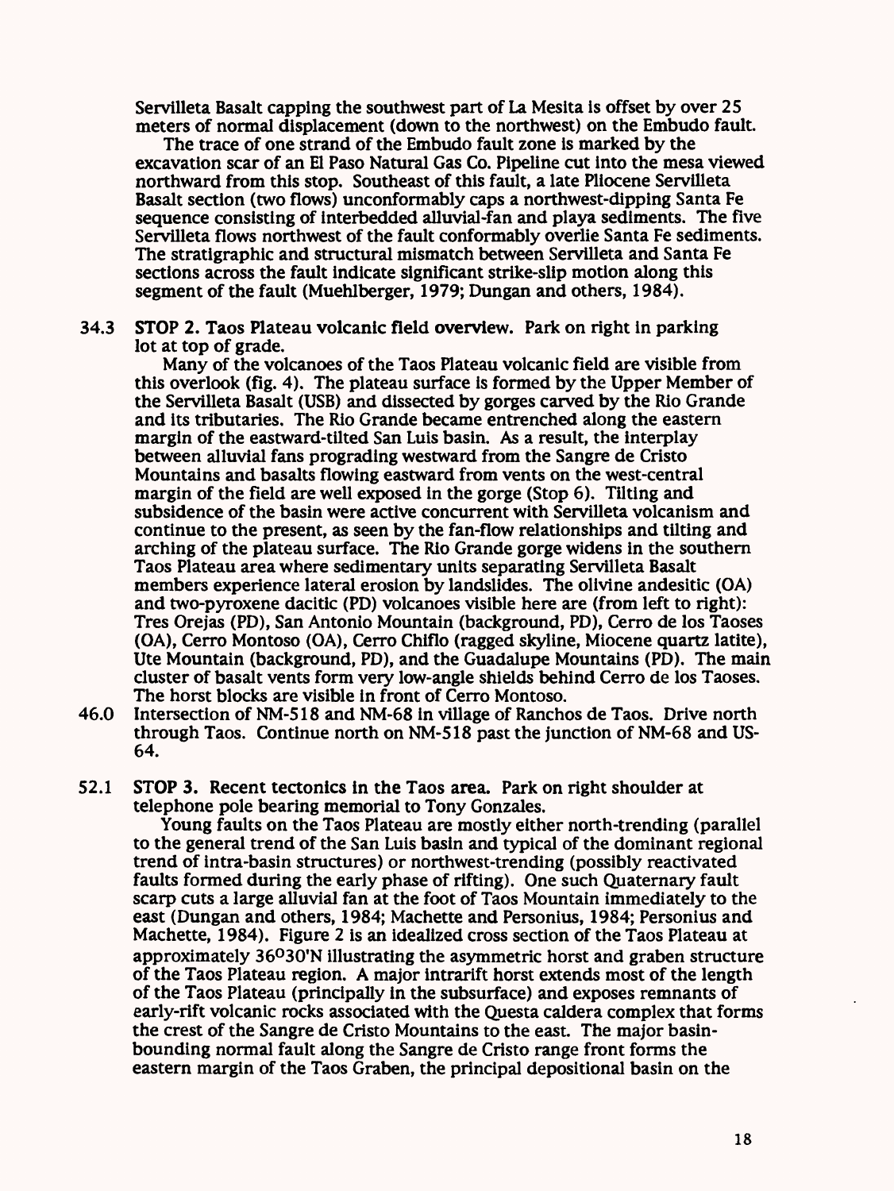Servilleta Basalt capping the southwest part of La Mesita is offset by over 25 meters of normal displacement (down to the northwest) on the Embudo fault.

The trace of one strand of the Embudo fault zone is marked by the excavation scar of an El Paso Natural Gas Co. Pipeline cut into the mesa viewed northward from this stop. Southeast of this fault, a late Pliocene Servilleta Basalt section (two flows) unconformably caps a northwest-dipping Santa Fe sequence consisting of interbedded alluvial-fan and playa sediments. The five Servilleta flows northwest of the fault conformably overlie Santa Fe sediments. The stratigraphic and structural mismatch between Servilleta and Santa Fe sections across the fault indicate significant strike-slip motion along this segment of the fault (Muehlberger, 1979; Dungan and others, 1984).

34.3 **STOP 2. Taos Plateau volcanic field overview.** Park on right in parking lot at top of grade.

Many of the volcanoes of the Taos Plateau volcanic field are visible from this overlook (fig. 4). The plateau surface is formed by the Upper Member of the Servilleta Basalt (USB) and dissected by gorges carved by the Rio Grande and its tributaries. The Rio Grande became entrenched along the eastern margin of the eastward-tilted San Luis basin. As a result, the interplay between alluvial fans prograding westward from the Sangre de Cristo Mountains and basalts flowing eastward from vents on the west-central margin of the field are well exposed in the gorge (Stop 6). Tilting and subsidence of the basin were active concurrent with Servilleta volcanism and continue to the present, as seen by the fan-flow relationships and tilting and arching of the plateau surface. The Rio Grande gorge widens in the southern Taos Plateau area where sedimentary units separating Servilleta Basalt members experience lateral erosion by landslides. The olivine andesitic (OA) and two-pyroxene dacitic (PD) volcanoes visible here are (from left to right): Tres Orejas (PD), San Antonio Mountain (background, PD), Cerro de los Taoses (OA), Cerro Montoso (OA), Cerro Chiflo (ragged skyline, Miocene quartz latite), Ute Mountain (background, PD), and the Guadalupe Mountains (PD). The main cluster of basalt vents form very low-angle shields behind Cerro de los Taoses. The horst blocks are visible in front of Cerro Montoso.

46.0 Intersection of NM-518 and NM-68 in village of Ranchos de Taos. Drive north through Taos. Continue north on NM-518 past the junction of NM-68 and US-64.

52.1 **STOP 3. Recent tectonics in the Taos area.** Park on right shoulder at telephone pole bearing memorial to Tony Gonzales.

Young faults on the Taos Plateau are mostly either north-trending (parallel to the general trend of the San Luis basin and typical of the dominant regional trend of intra-basin structures) or northwest-trending (possibly reactivated faults formed during the early phase of rifting). One such Quaternary fault scarp cuts a large alluvial fan at the foot of Taos Mountain immediately to the east (Dungan and others, 1984; Machette and Personius, 1984; Personius and Machette, 1984). Figure 2 is an idealized cross section of the Taos Plateau at approximately 36°30'N illustrating the asymmetric horst and graben structure of the Taos Plateau region. A major intrarift horst extends most of the length of the Taos Plateau (principally in the subsurface) and exposes remnants of early-rift volcanic rocks associated with the Questa caldera complex that forms the crest of the Sangre de Cristo Mountains to the east. The major basin-bounding normal fault along the Sangre de Cristo range front forms the eastern margin of the Taos Graben, the principal depositional basin on the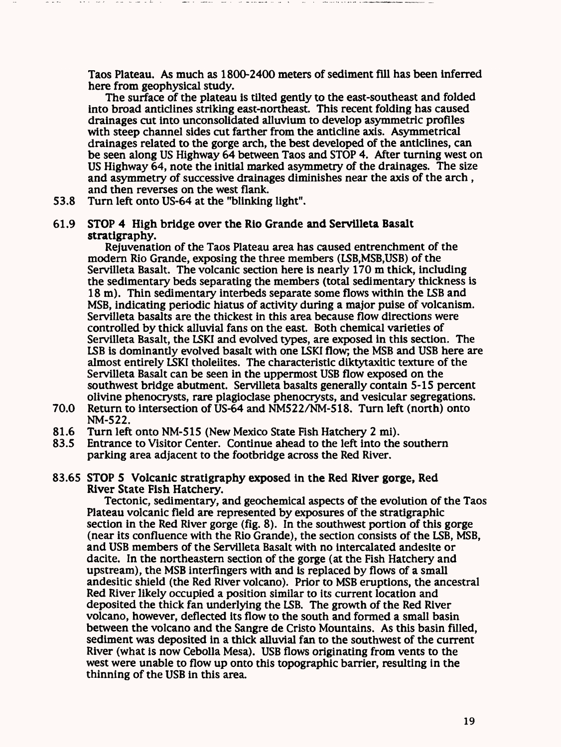Taos Plateau. As much as 1800-2400 meters of sediment fill has been inferred here from geophysical study.

The surface of the plateau is tilted gently to the east-southeast and folded into broad anticlines striking east-northeast. This recent folding has caused drainages cut into unconsolidated alluvium to develop asymmetric profiles with steep channel sides cut farther from the anticline axis. Asymmetrical drainages related to the gorge arch, the best developed of the anticlines, can be seen along US Highway 64 between Taos and STOP 4. After turning west on US Highway 64, note the initial marked asymmetry of the drainages. The size and asymmetry of successive drainages diminishes near the axis of the arch, and then reverses on the west flank.

53.8 Turn left onto US-64 at the "blinking light".

**61.9 STOP 4 High bridge over the Rio Grande and Servilleta Basalt stratigraphy.**

Rejuvenation of the Taos Plateau area has caused entrenchment of the modern Rio Grande, exposing the three members (LSB,MSB,USB) of the Servilleta Basalt. The volcanic section here is nearly 170 m thick, including the sedimentary beds separating the members (total sedimentary thickness is 18 m). Thin sedimentary interbeds separate some flows within the LSB and MSB, indicating periodic hiatus of activity during a major pulse of volcanism. Servilleta basalts are the thickest in this area because flow directions were controlled by thick alluvial fans on the east. Both chemical varieties of Servilleta Basalt, the LSKI and evolved types, are exposed in this section. The LSB is dominantly evolved basalt with one LSKI flow; the MSB and USB here are almost entirely LSKI tholeiites. The characteristic diktytaxitic texture of the Servilleta Basalt can be seen in the uppermost USB flow exposed on the southwest bridge abutment. Servilleta basalts generally contain 5-15 percent olivine phenocrysts, rare plagioclase phenocrysts, and vesicular segregations.

70.0 Return to intersection of US-64 and NM522/NM-518. Turn left (north) onto NM-522.

81.6 Turn left onto NM-515 (New Mexico State Fish Hatchery 2 mi).

83.5 Entrance to Visitor Center. Continue ahead to the left into the southern parking area adjacent to the footbridge across the Red River.

**83.65 STOP 5 Volcanic stratigraphy exposed in the Red River gorge, Red River State Fish Hatchery.**

Tectonic, sedimentary, and geochemical aspects of the evolution of the Taos Plateau volcanic field are represented by exposures of the stratigraphic section in the Red River gorge (fig. 8). In the southwest portion of this gorge (near its confluence with the Rio Grande), the section consists of the LSB, MSB, and USB members of the Servilleta Basalt with no intercalated andesite or dacite. In the northeastern section of the gorge (at the Fish Hatchery and upstream), the MSB interfingers with and is replaced by flows of a small andesitic shield (the Red River volcano). Prior to MSB eruptions, the ancestral Red River likely occupied a position similar to its current location and deposited the thick fan underlying the LSB. The growth of the Red River volcano, however, deflected its flow to the south and formed a small basin between the volcano and the Sangre de Cristo Mountains. As this basin filled, sediment was deposited in a thick alluvial fan to the southwest of the current River (what is now Cebolla Mesa). USB flows originating from vents to the west were unable to flow up onto this topographic barrier, resulting in the thinning of the USB in this area.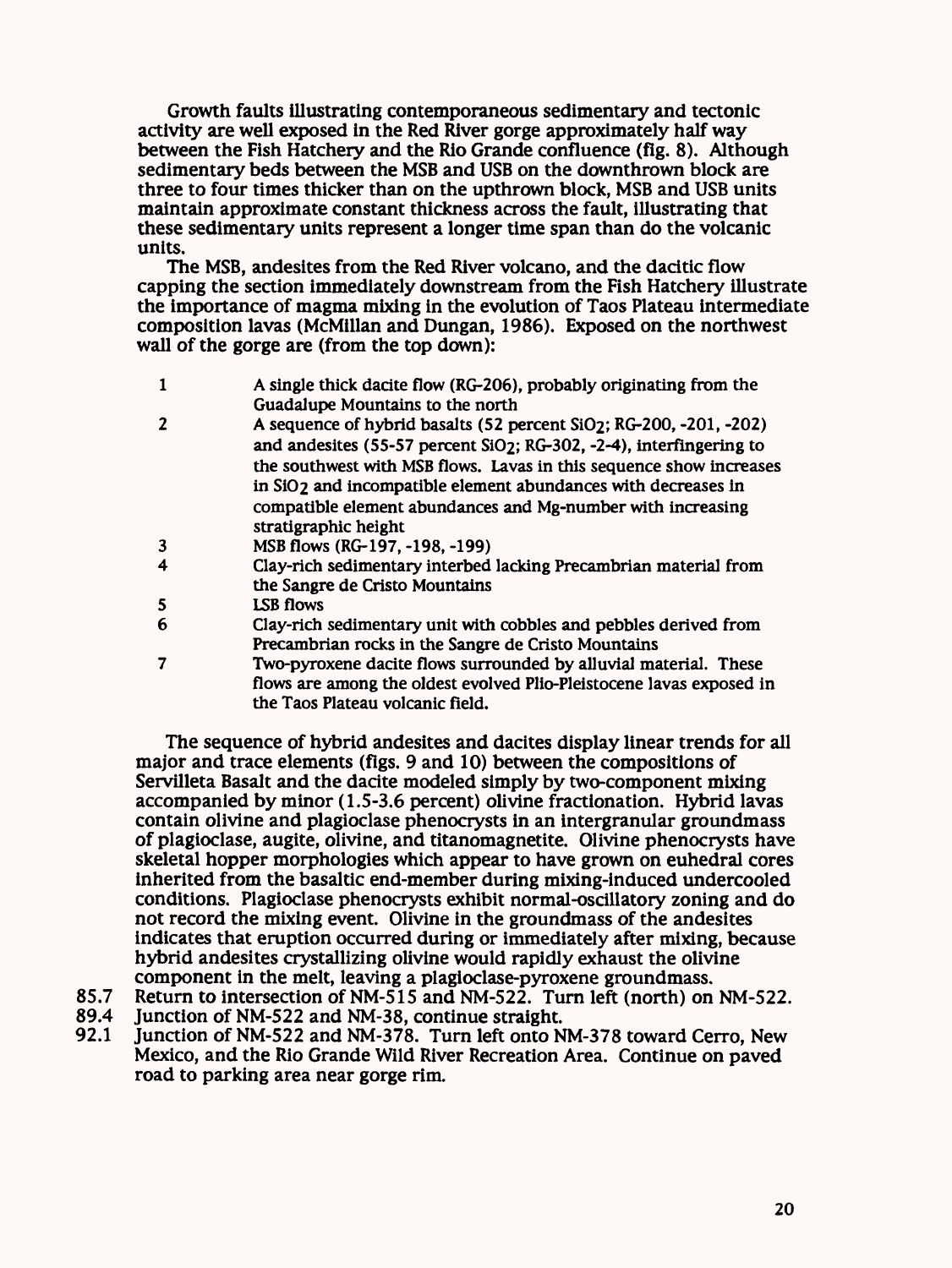Growth faults illustrating contemporaneous sedimentary and tectonic activity are well exposed in the Red River gorge approximately half way between the Fish Hatchery and the Rio Grande confluence (fig. 8). Although sedimentary beds between the MSB and USB on the downthrown block are three to four times thicker than on the upthrown block, MSB and USB units maintain approximate constant thickness across the fault, illustrating that these sedimentary units represent a longer time span than do the volcanic units.

The MSB, andesites from the Red River volcano, and the dacitic flow capping the section immediately downstream from the Fish Hatchery illustrate the importance of magma mixing in the evolution of Taos Plateau intermediate composition lavas (McMillan and Dungan, 1986). Exposed on the northwest wall of the gorge are (from the top down):

1. A single thick dacite flow (RG-206), probably originating from the Guadalupe Mountains to the north
2. A sequence of hybrid basalts (52 percent $SiO_2$; RG-200, -201, -202) and andesites (55-57 percent $SiO_2$; RG-302, -2-4), interfingering to the southwest with MSB flows. Lavas in this sequence show increases in $SiO_2$ and incompatible element abundances with decreases in compatible element abundances and Mg-number with increasing stratigraphic height
3. MSB flows (RG-197, -198, -199)
4. Clay-rich sedimentary interbed lacking Precambrian material from the Sangre de Cristo Mountains
5. LSB flows
6. Clay-rich sedimentary unit with cobbles and pebbles derived from Precambrian rocks in the Sangre de Cristo Mountains
7. Two-pyroxene dacite flows surrounded by alluvial material. These flows are among the oldest evolved Plio-Pleistocene lavas exposed in the Taos Plateau volcanic field.

The sequence of hybrid andesites and dacites display linear trends for all major and trace elements (figs. 9 and 10) between the compositions of Servilleta Basalt and the dacite modeled simply by two-component mixing accompanied by minor (1.5-3.6 percent) olivine fractionation. Hybrid lavas contain olivine and plagioclase phenocrysts in an intergranular groundmass of plagioclase, augite, olivine, and titanomagnetite. Olivine phenocrysts have skeletal hopper morphologies which appear to have grown on euhedral cores inherited from the basaltic end-member during mixing-induced undercooled conditions. Plagioclase phenocrysts exhibit normal-oscillatory zoning and do not record the mixing event. Olivine in the groundmass of the andesites indicates that eruption occurred during or immediately after mixing, because hybrid andesites crystallizing olivine would rapidly exhaust the olivine component in the melt, leaving a plagioclase-pyroxene groundmass.

85.7 Return to intersection of NM-515 and NM-522. Turn left (north) on NM-522.

89.4 Junction of NM-522 and NM-38, continue straight.

92.1 Junction of NM-522 and NM-378. Turn left onto NM-378 toward Cerro, New Mexico, and the Rio Grande Wild River Recreation Area. Continue on paved road to parking area near gorge rim.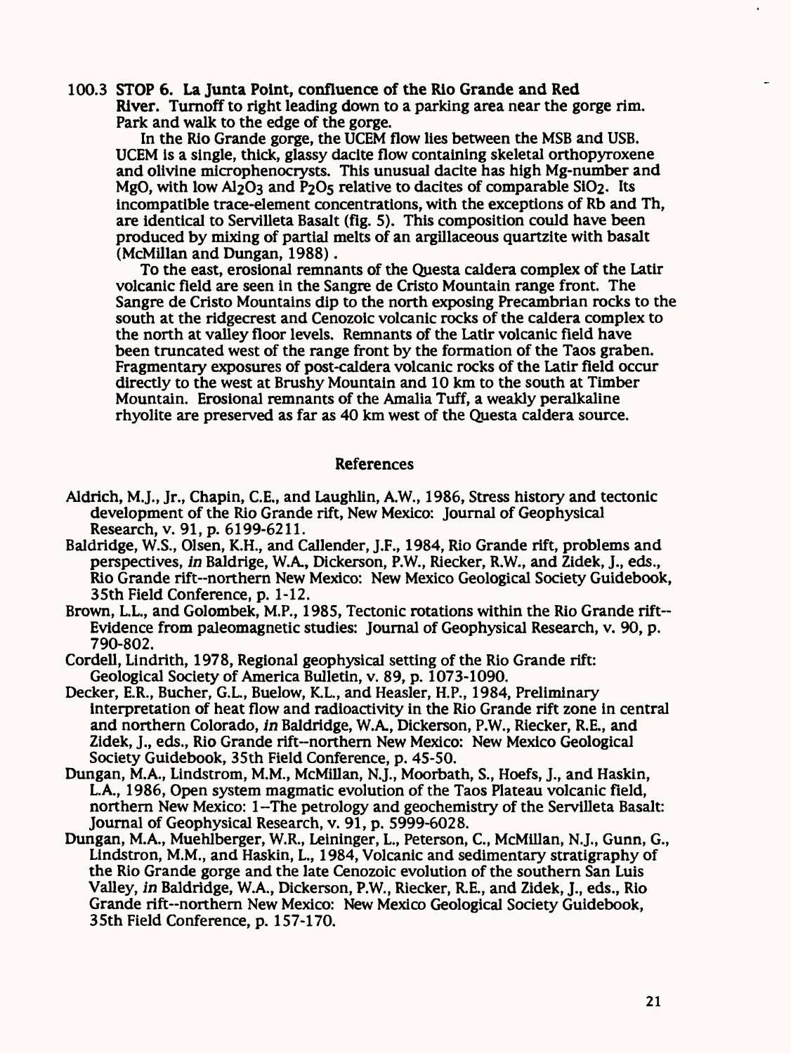100.3 **STOP 6. La Junta Point, confluence of the Rio Grande and Red River.** Turnoff to right leading down to a parking area near the gorge rim. Park and walk to the edge of the gorge.

In the Rio Grande gorge, the UCEM flow lies between the MSB and USB. UCEM is a single, thick, glassy dacite flow containing skeletal orthopyroxene and olivine microphenocrysts. This unusual dacite has high Mg-number and MgO, with low $Al_2O_3$ and $P_2O_5$ relative to dacites of comparable $SiO_2$. Its incompatible trace-element concentrations, with the exceptions of Rb and Th, are identical to Servilleta Basalt (fig. 5). This composition could have been produced by mixing of partial melts of an argillaceous quartzite with basalt (McMillan and Dungan, 1988) .

To the east, erosional remnants of the Questa caldera complex of the Latir volcanic field are seen in the Sangre de Cristo Mountain range front. The Sangre de Cristo Mountains dip to the north exposing Precambrian rocks to the south at the ridgecrest and Cenozoic volcanic rocks of the caldera complex to the north at valley floor levels. Remnants of the Latir volcanic field have been truncated west of the range front by the formation of the Taos graben. Fragmentary exposures of post-caldera volcanic rocks of the Latir field occur directly to the west at Brushy Mountain and 10 km to the south at Timber Mountain. Erosional remnants of the Amalia Tuff, a weakly peralkaline rhyolite are preserved as far as 40 km west of the Questa caldera source.

## References

Aldrich, M.J., Jr., Chapin, C.E., and Laughlin, A.W., 1986, Stress history and tectonic development of the Rio Grande rift, New Mexico: Journal of Geophysical Research, v. 91, p. 6199-6211.

Baldridge, W.S., Olsen, K.H., and Callender, J.F., 1984, Rio Grande rift, problems and perspectives, *in* Baldrige, W.A., Dickerson, P.W., Riecker, R.W., and Zidek, J., eds., Rio Grande rift--northern New Mexico: New Mexico Geological Society Guidebook, 35th Field Conference, p. 1-12.

Brown, L.L., and Golombek, M.P., 1985, Tectonic rotations within the Rio Grande rift--Evidence from paleomagnetic studies: Journal of Geophysical Research, v. 90, p. 790-802.

Cordell, Lindrith, 1978, Regional geophysical setting of the Rio Grande rift: Geological Society of America Bulletin, v. 89, p. 1073-1090.

Decker, E.R., Bucher, G.L., Buelow, K.L., and Heasler, H.P., 1984, Preliminary interpretation of heat flow and radioactivity in the Rio Grande rift zone in central and northern Colorado, *in* Baldridge, W.A., Dickerson, P.W., Riecker, R.E., and Zidek, J., eds., Rio Grande rift--northern New Mexico: New Mexico Geological Society Guidebook, 35th Field Conference, p. 45-50.

Dungan, M.A., Lindstrom, M.M., McMillan, N.J., Moorbath, S., Hoefs, J., and Haskin, L.A., 1986, Open system magmatic evolution of the Taos Plateau volcanic field, northern New Mexico: 1--The petrology and geochemistry of the Servilleta Basalt: Journal of Geophysical Research, v. 91, p. 5999-6028.

Dungan, M.A., Muehlberger, W.R., Leininger, L., Peterson, C., McMillan, N.J., Gunn, G., Lindstron, M.M., and Haskin, L., 1984, Volcanic and sedimentary stratigraphy of the Rio Grande gorge and the late Cenozoic evolution of the southern San Luis Valley, *in* Baldridge, W.A., Dickerson, P.W., Riecker, R.E., and Zidek, J., eds., Rio Grande rift--northern New Mexico: New Mexico Geological Society Guidebook, 35th Field Conference, p. 157-170.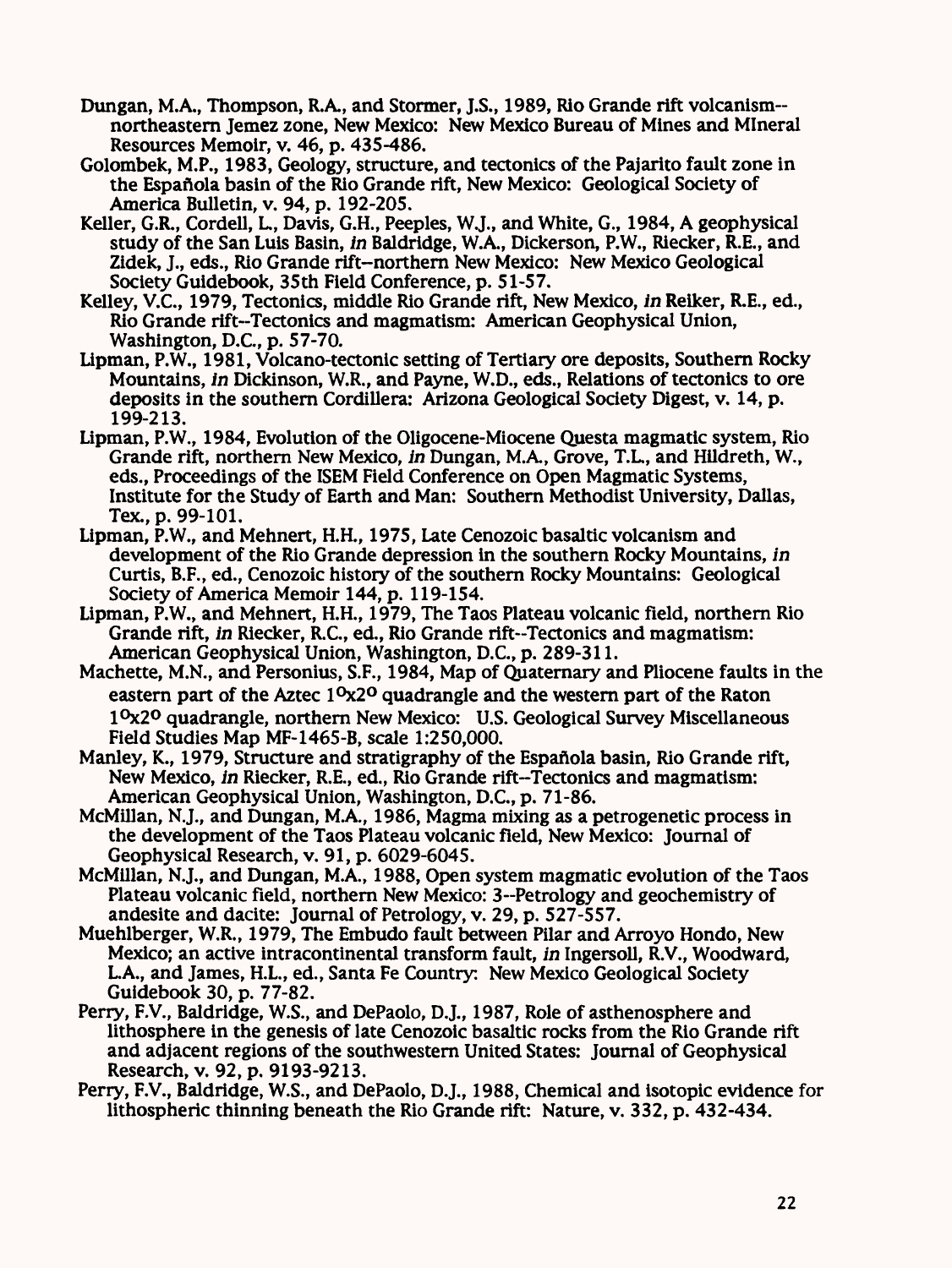Dungan, M.A., Thompson, R.A., and Stormer, J.S., 1989, Rio Grande rift volcanism--northeastern Jemez zone, New Mexico: New Mexico Bureau of Mines and MIneral Resources Memoir, v. 46, p. 435-486.

Golombek, M.P., 1983, Geology, structure, and tectonics of the Pajarito fault zone in the Española basin of the Rio Grande rift, New Mexico: Geological Society of America Bulletin, v. 94, p. 192-205.

Keller, G.R., Cordell, L., Davis, G.H., Peeples, W.J., and White, G., 1984, A geophysical study of the San Luis Basin, *in* Baldridge, W.A., Dickerson, P.W., Riecker, R.E., and Zidek, J., eds., Rio Grande rift--northern New Mexico: New Mexico Geological Society Guidebook, 35th Field Conference, p. 51-57.

Kelley, V.C., 1979, Tectonics, middle Rio Grande rift, New Mexico, *in* Reiker, R.E., ed., Rio Grande rift--Tectonics and magmatism: American Geophysical Union, Washington, D.C., p. 57-70.

Lipman, P.W., 1981, Volcano-tectonic setting of Tertiary ore deposits, Southern Rocky Mountains, *in* Dickinson, W.R., and Payne, W.D., eds., Relations of tectonics to ore deposits in the southern Cordillera: Arizona Geological Society Digest, v. 14, p. 199-213.

Lipman, P.W., 1984, Evolution of the Oligocene-Miocene Questa magmatic system, Rio Grande rift, northern New Mexico, *in* Dungan, M.A., Grove, T.L., and Hildreth, W., eds., Proceedings of the ISEM Field Conference on Open Magmatic Systems, Institute for the Study of Earth and Man: Southern Methodist University, Dallas, Tex., p. 99-101.

Lipman, P.W., and Mehnert, H.H., 1975, Late Cenozoic basaltic volcanism and development of the Rio Grande depression in the southern Rocky Mountains, *in* Curtis, B.F., ed., Cenozoic history of the southern Rocky Mountains: Geological Society of America Memoir 144, p. 119-154.

Lipman, P.W., and Mehnert, H.H., 1979, The Taos Plateau volcanic field, northern Rio Grande rift, *in* Riecker, R.C., ed., Rio Grande rift--Tectonics and magmatism: American Geophysical Union, Washington, D.C., p. 289-311.

Machette, M.N., and Personius, S.F., 1984, Map of Quaternary and Pliocene faults in the eastern part of the Aztec $1^{o}x2^{o}$ quadrangle and the western part of the Raton $1^{o}x2^{o}$ quadrangle, northern New Mexico: U.S. Geological Survey Miscellaneous Field Studies Map MF-1465-B, scale 1:250,000.

Manley, K., 1979, Structure and stratigraphy of the Española basin, Rio Grande rift, New Mexico, *in* Riecker, R.E., ed., Rio Grande rift--Tectonics and magmatism: American Geophysical Union, Washington, D.C., p. 71-86.

McMillan, N.J., and Dungan, M.A., 1986, Magma mixing as a petrogenetic process in the development of the Taos Plateau volcanic field, New Mexico: Journal of Geophysical Research, v. 91, p. 6029-6045.

McMillan, N.J., and Dungan, M.A., 1988, Open system magmatic evolution of the Taos Plateau volcanic field, northern New Mexico: 3--Petrology and geochemistry of andesite and dacite: Journal of Petrology, v. 29, p. 527-557.

Muehlberger, W.R., 1979, The Embudo fault between Pilar and Arroyo Hondo, New Mexico; an active intracontinental transform fault, *in* Ingersoll, R.V., Woodward, L.A., and James, H.L., ed., Santa Fe Country: New Mexico Geological Society Guidebook 30, p. 77-82.

Perry, F.V., Baldridge, W.S., and DePaolo, D.J., 1987, Role of asthenosphere and lithosphere in the genesis of late Cenozoic basaltic rocks from the Rio Grande rift and adjacent regions of the southwestern United States: Journal of Geophysical Research, v. 92, p. 9193-9213.

Perry, F.V., Baldridge, W.S., and DePaolo, D.J., 1988, Chemical and isotopic evidence for lithospheric thinning beneath the Rio Grande rift: Nature, v. 332, p. 432-434.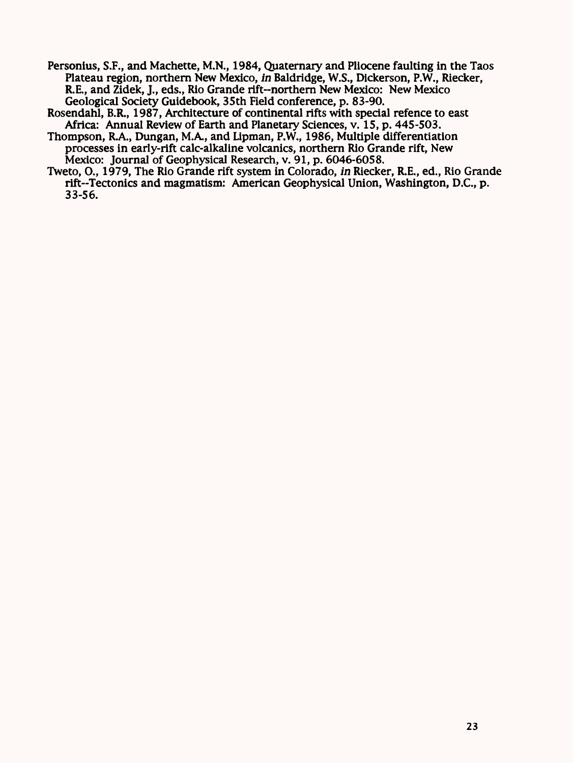Personius, S.F., and Machette, M.N., 1984, Quaternary and Pliocene faulting in the Taos Plateau region, northern New Mexico, *in* Baldridge, W.S., Dickerson, P.W., Riecker, R.E., and Zidek, J., eds., Rio Grande rift--northern New Mexico: New Mexico Geological Society Guidebook, 35th Field conference, p. 83-90.

Rosendahl, B.R., 1987, Architecture of continental rifts with special refence to east Africa: Annual Review of Earth and Planetary Sciences, v. 15, p. 445-503.

Thompson, R.A., Dungan, M.A., and Lipman, P.W., 1986, Multiple differentiation processes in early-rift calc-alkaline volcanics, northern Rio Grande rift, New Mexico: Journal of Geophysical Research, v. 91, p. 6046-6058.

Tweto, O., 1979, The Rio Grande rift system in Colorado, *in* Riecker, R.E., ed., Rio Grande rift--Tectonics and magmatism: American Geophysical Union, Washington, D.C., p. 33-56.